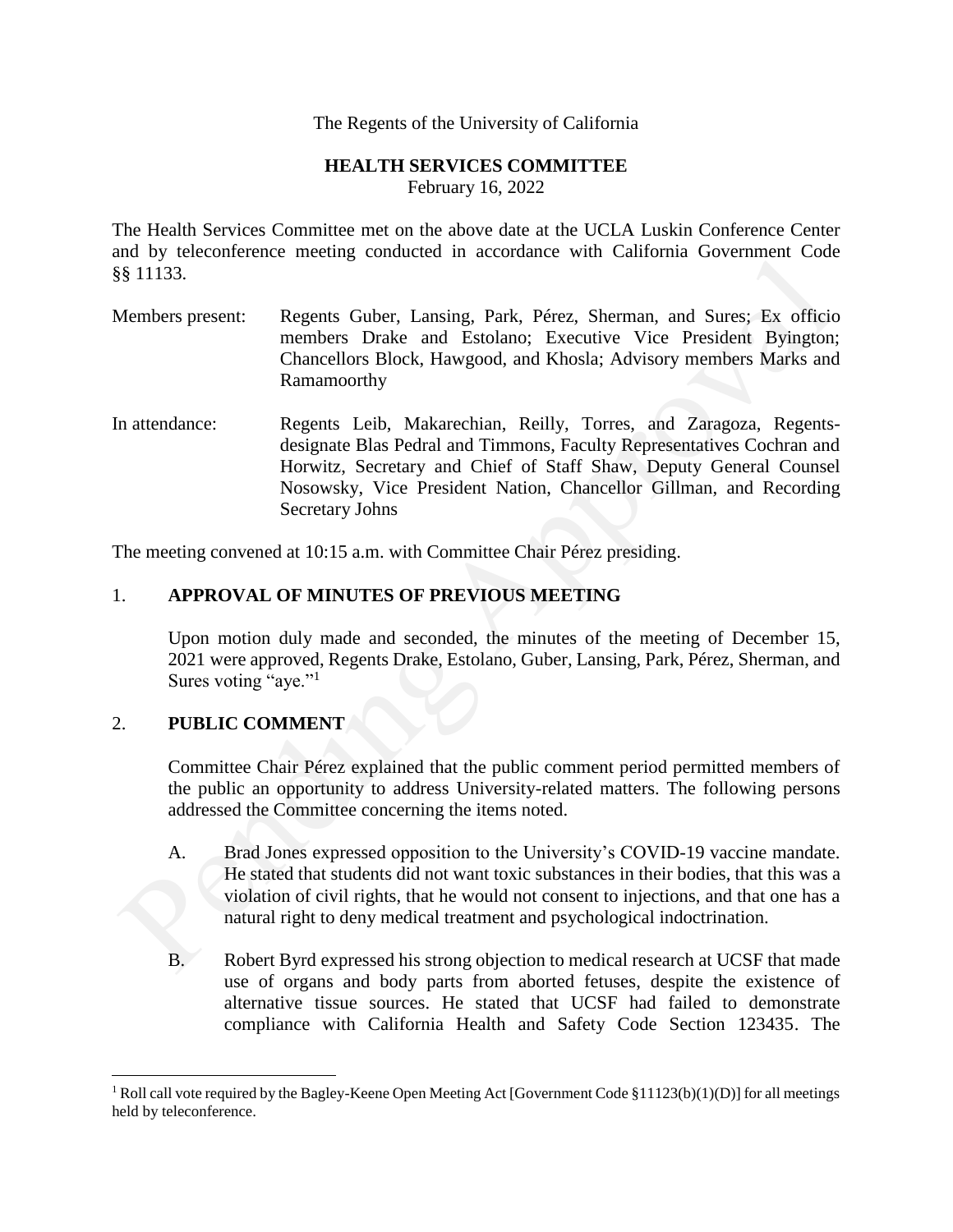The Regents of the University of California

**HEALTH SERVICES COMMITTEE**
February 16, 2022

The Health Services Committee met on the above date at the UCLA Luskin Conference Center and by teleconference meeting conducted in accordance with California Government Code §§ 11133.

| | |
|---|---|
| Members present: | Regents Guber, Lansing, Park, Pérez, Sherman, and Sures; Ex officio members Drake and Estolano; Executive Vice President Byington; Chancellors Block, Hawgood, and Khosla; Advisory members Marks and Ramamoorthy |
| In attendance: | Regents Leib, Makarechian, Reilly, Torres, and Zaragoza, Regents-designate Blas Pedral and Timmons, Faculty Representatives Cochran and Horwitz, Secretary and Chief of Staff Shaw, Deputy General Counsel Nosowsky, Vice President Nation, Chancellor Gillman, and Recording Secretary Johns |

The meeting convened at 10:15 a.m. with Committee Chair Pérez presiding.

## 1. APPROVAL OF MINUTES OF PREVIOUS MEETING

Upon motion duly made and seconded, the minutes of the meeting of December 15, 2021 were approved, Regents Drake, Estolano, Guber, Lansing, Park, Pérez, Sherman, and Sures voting "aye."[1]

## 2. PUBLIC COMMENT

Committee Chair Pérez explained that the public comment period permitted members of the public an opportunity to address University-related matters. The following persons addressed the Committee concerning the items noted.

A. Brad Jones expressed opposition to the University's COVID-19 vaccine mandate. He stated that students did not want toxic substances in their bodies, that this was a violation of civil rights, that he would not consent to injections, and that one has a natural right to deny medical treatment and psychological indoctrination.

B. Robert Byrd expressed his strong objection to medical research at UCSF that made use of organs and body parts from aborted fetuses, despite the existence of alternative tissue sources. He stated that UCSF had failed to demonstrate compliance with California Health and Safety Code Section 123435. The

[1] Roll call vote required by the Bagley-Keene Open Meeting Act [Government Code §11123(b)(1)(D)] for all meetings held by teleconference.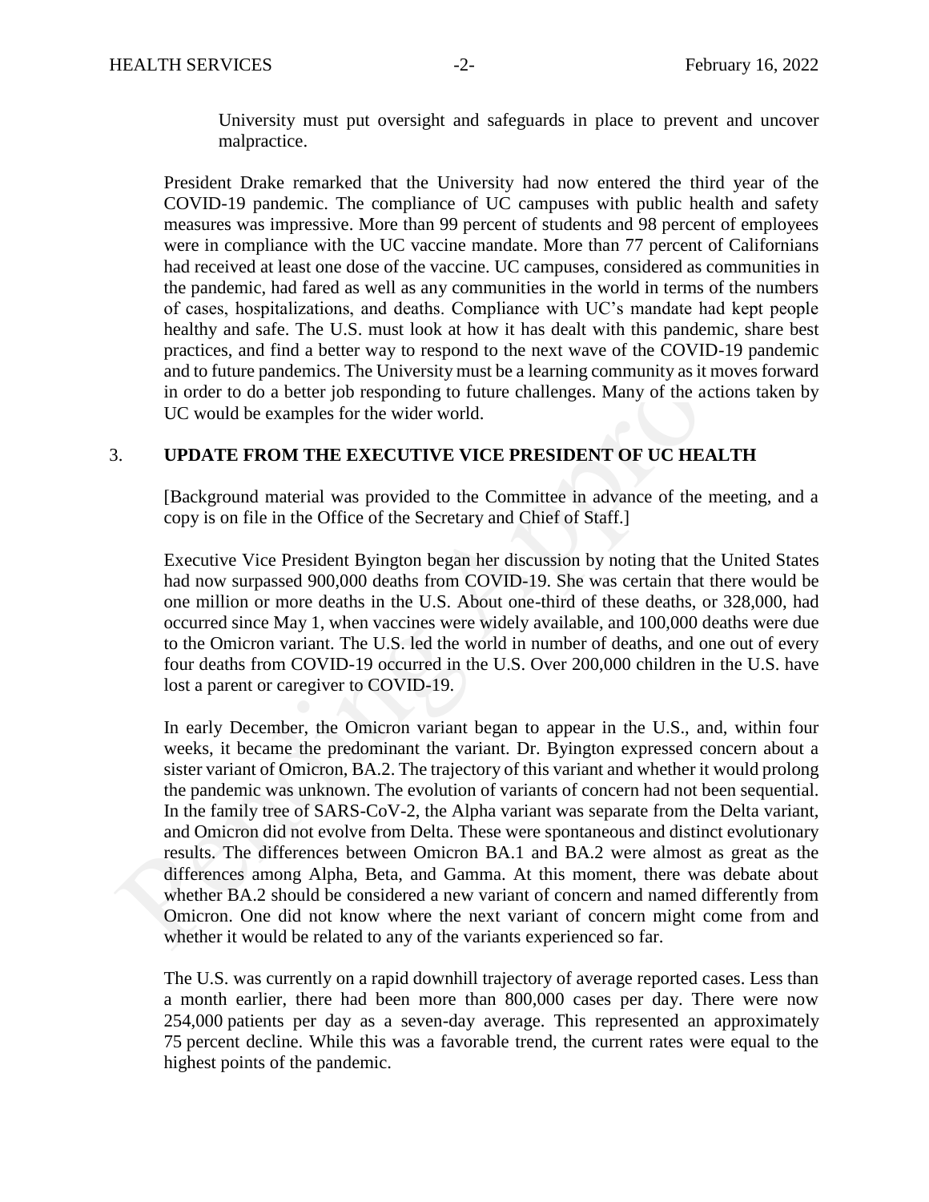University must put oversight and safeguards in place to prevent and uncover malpractice.

President Drake remarked that the University had now entered the third year of the COVID-19 pandemic. The compliance of UC campuses with public health and safety measures was impressive. More than 99 percent of students and 98 percent of employees were in compliance with the UC vaccine mandate. More than 77 percent of Californians had received at least one dose of the vaccine. UC campuses, considered as communities in the pandemic, had fared as well as any communities in the world in terms of the numbers of cases, hospitalizations, and deaths. Compliance with UC's mandate had kept people healthy and safe. The U.S. must look at how it has dealt with this pandemic, share best practices, and find a better way to respond to the next wave of the COVID-19 pandemic and to future pandemics. The University must be a learning community as it moves forward in order to do a better job responding to future challenges. Many of the actions taken by UC would be examples for the wider world.

## 3. UPDATE FROM THE EXECUTIVE VICE PRESIDENT OF UC HEALTH

[Background material was provided to the Committee in advance of the meeting, and a copy is on file in the Office of the Secretary and Chief of Staff.]

Executive Vice President Byington began her discussion by noting that the United States had now surpassed 900,000 deaths from COVID-19. She was certain that there would be one million or more deaths in the U.S. About one-third of these deaths, or 328,000, had occurred since May 1, when vaccines were widely available, and 100,000 deaths were due to the Omicron variant. The U.S. led the world in number of deaths, and one out of every four deaths from COVID-19 occurred in the U.S. Over 200,000 children in the U.S. have lost a parent or caregiver to COVID-19.

In early December, the Omicron variant began to appear in the U.S., and, within four weeks, it became the predominant the variant. Dr. Byington expressed concern about a sister variant of Omicron, BA.2. The trajectory of this variant and whether it would prolong the pandemic was unknown. The evolution of variants of concern had not been sequential. In the family tree of SARS-CoV-2, the Alpha variant was separate from the Delta variant, and Omicron did not evolve from Delta. These were spontaneous and distinct evolutionary results. The differences between Omicron BA.1 and BA.2 were almost as great as the differences among Alpha, Beta, and Gamma. At this moment, there was debate about whether BA.2 should be considered a new variant of concern and named differently from Omicron. One did not know where the next variant of concern might come from and whether it would be related to any of the variants experienced so far.

The U.S. was currently on a rapid downhill trajectory of average reported cases. Less than a month earlier, there had been more than 800,000 cases per day. There were now 254,000 patients per day as a seven-day average. This represented an approximately 75 percent decline. While this was a favorable trend, the current rates were equal to the highest points of the pandemic.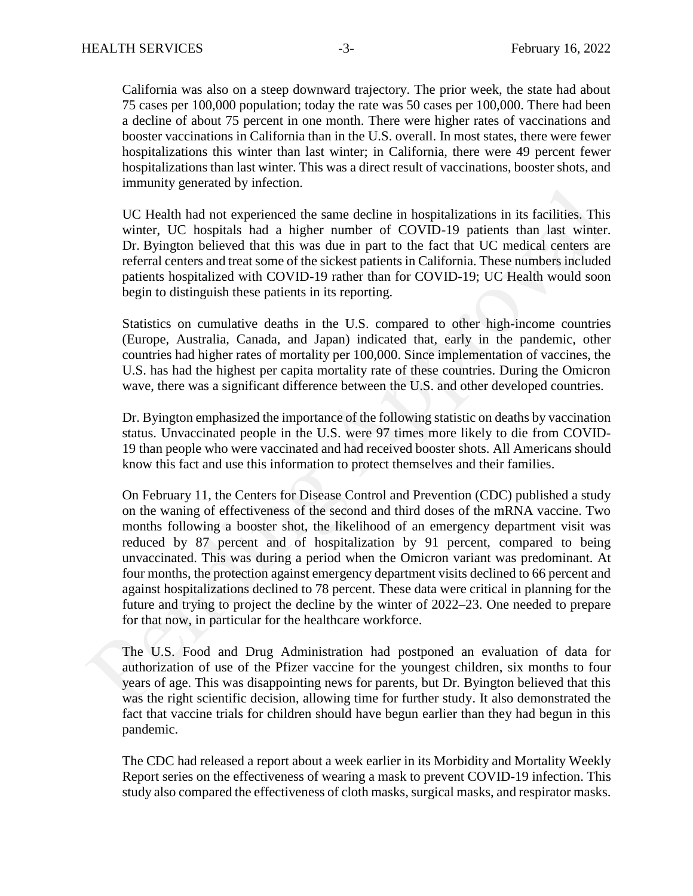California was also on a steep downward trajectory. The prior week, the state had about 75 cases per 100,000 population; today the rate was 50 cases per 100,000. There had been a decline of about 75 percent in one month. There were higher rates of vaccinations and booster vaccinations in California than in the U.S. overall. In most states, there were fewer hospitalizations this winter than last winter; in California, there were 49 percent fewer hospitalizations than last winter. This was a direct result of vaccinations, booster shots, and immunity generated by infection.

UC Health had not experienced the same decline in hospitalizations in its facilities. This winter, UC hospitals had a higher number of COVID-19 patients than last winter. Dr. Byington believed that this was due in part to the fact that UC medical centers are referral centers and treat some of the sickest patients in California. These numbers included patients hospitalized with COVID-19 rather than for COVID-19; UC Health would soon begin to distinguish these patients in its reporting.

Statistics on cumulative deaths in the U.S. compared to other high-income countries (Europe, Australia, Canada, and Japan) indicated that, early in the pandemic, other countries had higher rates of mortality per 100,000. Since implementation of vaccines, the U.S. has had the highest per capita mortality rate of these countries. During the Omicron wave, there was a significant difference between the U.S. and other developed countries.

Dr. Byington emphasized the importance of the following statistic on deaths by vaccination status. Unvaccinated people in the U.S. were 97 times more likely to die from COVID-19 than people who were vaccinated and had received booster shots. All Americans should know this fact and use this information to protect themselves and their families.

On February 11, the Centers for Disease Control and Prevention (CDC) published a study on the waning of effectiveness of the second and third doses of the mRNA vaccine. Two months following a booster shot, the likelihood of an emergency department visit was reduced by 87 percent and of hospitalization by 91 percent, compared to being unvaccinated. This was during a period when the Omicron variant was predominant. At four months, the protection against emergency department visits declined to 66 percent and against hospitalizations declined to 78 percent. These data were critical in planning for the future and trying to project the decline by the winter of 2022–23. One needed to prepare for that now, in particular for the healthcare workforce.

The U.S. Food and Drug Administration had postponed an evaluation of data for authorization of use of the Pfizer vaccine for the youngest children, six months to four years of age. This was disappointing news for parents, but Dr. Byington believed that this was the right scientific decision, allowing time for further study. It also demonstrated the fact that vaccine trials for children should have begun earlier than they had begun in this pandemic.

The CDC had released a report about a week earlier in its Morbidity and Mortality Weekly Report series on the effectiveness of wearing a mask to prevent COVID-19 infection. This study also compared the effectiveness of cloth masks, surgical masks, and respirator masks.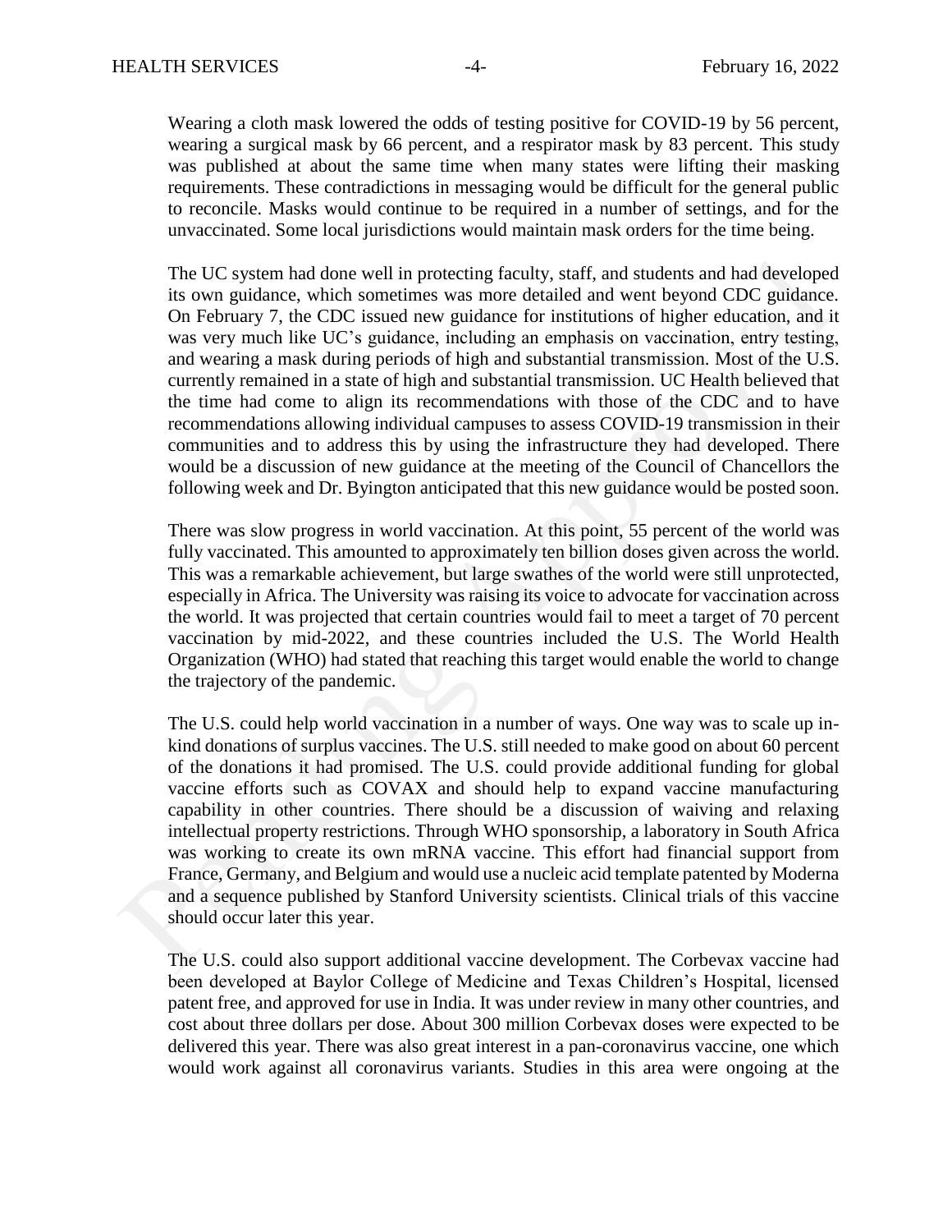Wearing a cloth mask lowered the odds of testing positive for COVID-19 by 56 percent, wearing a surgical mask by 66 percent, and a respirator mask by 83 percent. This study was published at about the same time when many states were lifting their masking requirements. These contradictions in messaging would be difficult for the general public to reconcile. Masks would continue to be required in a number of settings, and for the unvaccinated. Some local jurisdictions would maintain mask orders for the time being.

The UC system had done well in protecting faculty, staff, and students and had developed its own guidance, which sometimes was more detailed and went beyond CDC guidance. On February 7, the CDC issued new guidance for institutions of higher education, and it was very much like UC's guidance, including an emphasis on vaccination, entry testing, and wearing a mask during periods of high and substantial transmission. Most of the U.S. currently remained in a state of high and substantial transmission. UC Health believed that the time had come to align its recommendations with those of the CDC and to have recommendations allowing individual campuses to assess COVID-19 transmission in their communities and to address this by using the infrastructure they had developed. There would be a discussion of new guidance at the meeting of the Council of Chancellors the following week and Dr. Byington anticipated that this new guidance would be posted soon.

There was slow progress in world vaccination. At this point, 55 percent of the world was fully vaccinated. This amounted to approximately ten billion doses given across the world. This was a remarkable achievement, but large swathes of the world were still unprotected, especially in Africa. The University was raising its voice to advocate for vaccination across the world. It was projected that certain countries would fail to meet a target of 70 percent vaccination by mid-2022, and these countries included the U.S. The World Health Organization (WHO) had stated that reaching this target would enable the world to change the trajectory of the pandemic.

The U.S. could help world vaccination in a number of ways. One way was to scale up in-kind donations of surplus vaccines. The U.S. still needed to make good on about 60 percent of the donations it had promised. The U.S. could provide additional funding for global vaccine efforts such as COVAX and should help to expand vaccine manufacturing capability in other countries. There should be a discussion of waiving and relaxing intellectual property restrictions. Through WHO sponsorship, a laboratory in South Africa was working to create its own mRNA vaccine. This effort had financial support from France, Germany, and Belgium and would use a nucleic acid template patented by Moderna and a sequence published by Stanford University scientists. Clinical trials of this vaccine should occur later this year.

The U.S. could also support additional vaccine development. The Corbevax vaccine had been developed at Baylor College of Medicine and Texas Children's Hospital, licensed patent free, and approved for use in India. It was under review in many other countries, and cost about three dollars per dose. About 300 million Corbevax doses were expected to be delivered this year. There was also great interest in a pan-coronavirus vaccine, one which would work against all coronavirus variants. Studies in this area were ongoing at the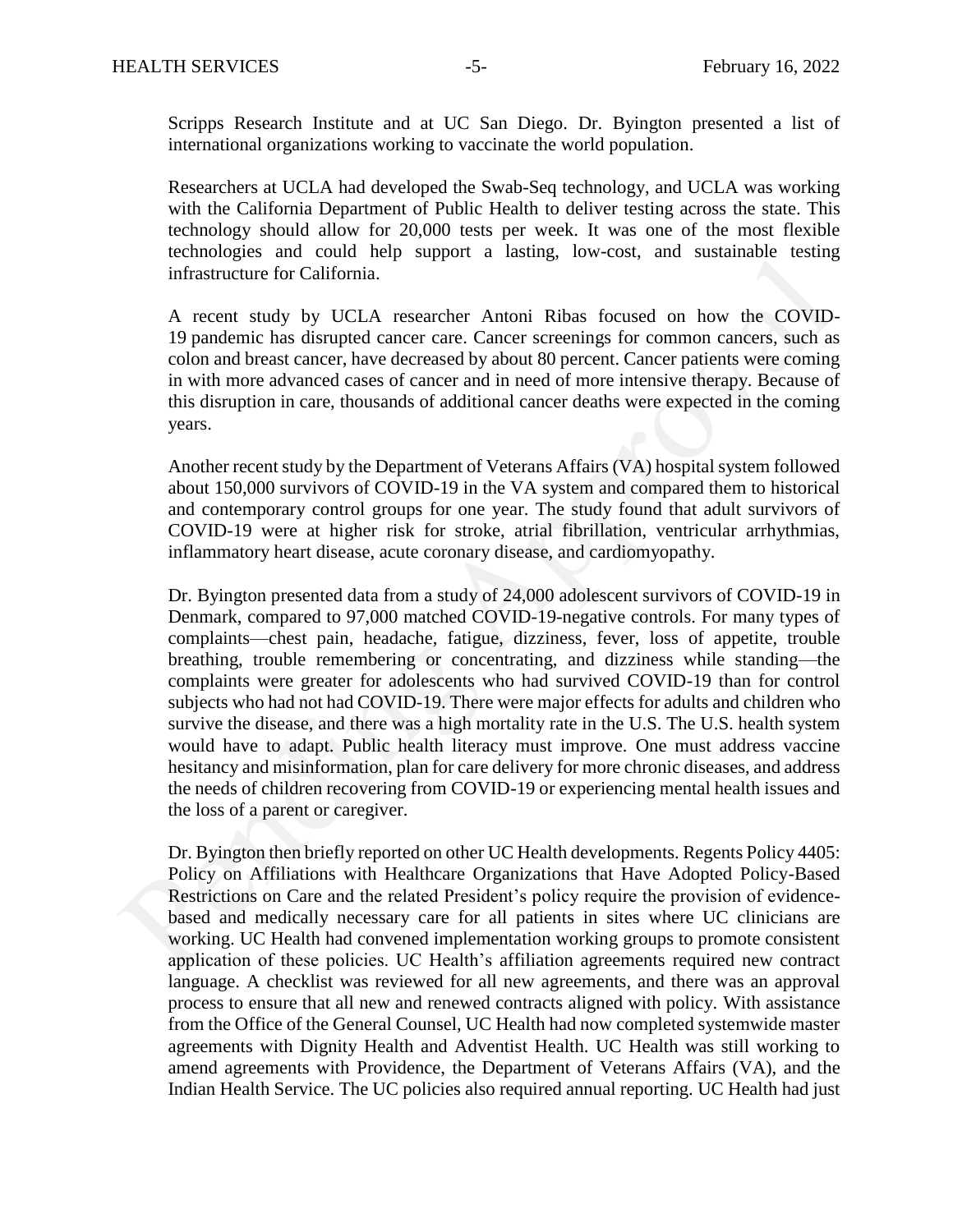Scripps Research Institute and at UC San Diego. Dr. Byington presented a list of international organizations working to vaccinate the world population.

Researchers at UCLA had developed the Swab-Seq technology, and UCLA was working with the California Department of Public Health to deliver testing across the state. This technology should allow for 20,000 tests per week. It was one of the most flexible technologies and could help support a lasting, low-cost, and sustainable testing infrastructure for California.

A recent study by UCLA researcher Antoni Ribas focused on how the COVID-19 pandemic has disrupted cancer care. Cancer screenings for common cancers, such as colon and breast cancer, have decreased by about 80 percent. Cancer patients were coming in with more advanced cases of cancer and in need of more intensive therapy. Because of this disruption in care, thousands of additional cancer deaths were expected in the coming years.

Another recent study by the Department of Veterans Affairs (VA) hospital system followed about 150,000 survivors of COVID-19 in the VA system and compared them to historical and contemporary control groups for one year. The study found that adult survivors of COVID-19 were at higher risk for stroke, atrial fibrillation, ventricular arrhythmias, inflammatory heart disease, acute coronary disease, and cardiomyopathy.

Dr. Byington presented data from a study of 24,000 adolescent survivors of COVID-19 in Denmark, compared to 97,000 matched COVID-19-negative controls. For many types of complaints—chest pain, headache, fatigue, dizziness, fever, loss of appetite, trouble breathing, trouble remembering or concentrating, and dizziness while standing—the complaints were greater for adolescents who had survived COVID-19 than for control subjects who had not had COVID-19. There were major effects for adults and children who survive the disease, and there was a high mortality rate in the U.S. The U.S. health system would have to adapt. Public health literacy must improve. One must address vaccine hesitancy and misinformation, plan for care delivery for more chronic diseases, and address the needs of children recovering from COVID-19 or experiencing mental health issues and the loss of a parent or caregiver.

Dr. Byington then briefly reported on other UC Health developments. Regents Policy 4405: Policy on Affiliations with Healthcare Organizations that Have Adopted Policy-Based Restrictions on Care and the related President's policy require the provision of evidence-based and medically necessary care for all patients in sites where UC clinicians are working. UC Health had convened implementation working groups to promote consistent application of these policies. UC Health's affiliation agreements required new contract language. A checklist was reviewed for all new agreements, and there was an approval process to ensure that all new and renewed contracts aligned with policy. With assistance from the Office of the General Counsel, UC Health had now completed systemwide master agreements with Dignity Health and Adventist Health. UC Health was still working to amend agreements with Providence, the Department of Veterans Affairs (VA), and the Indian Health Service. The UC policies also required annual reporting. UC Health had just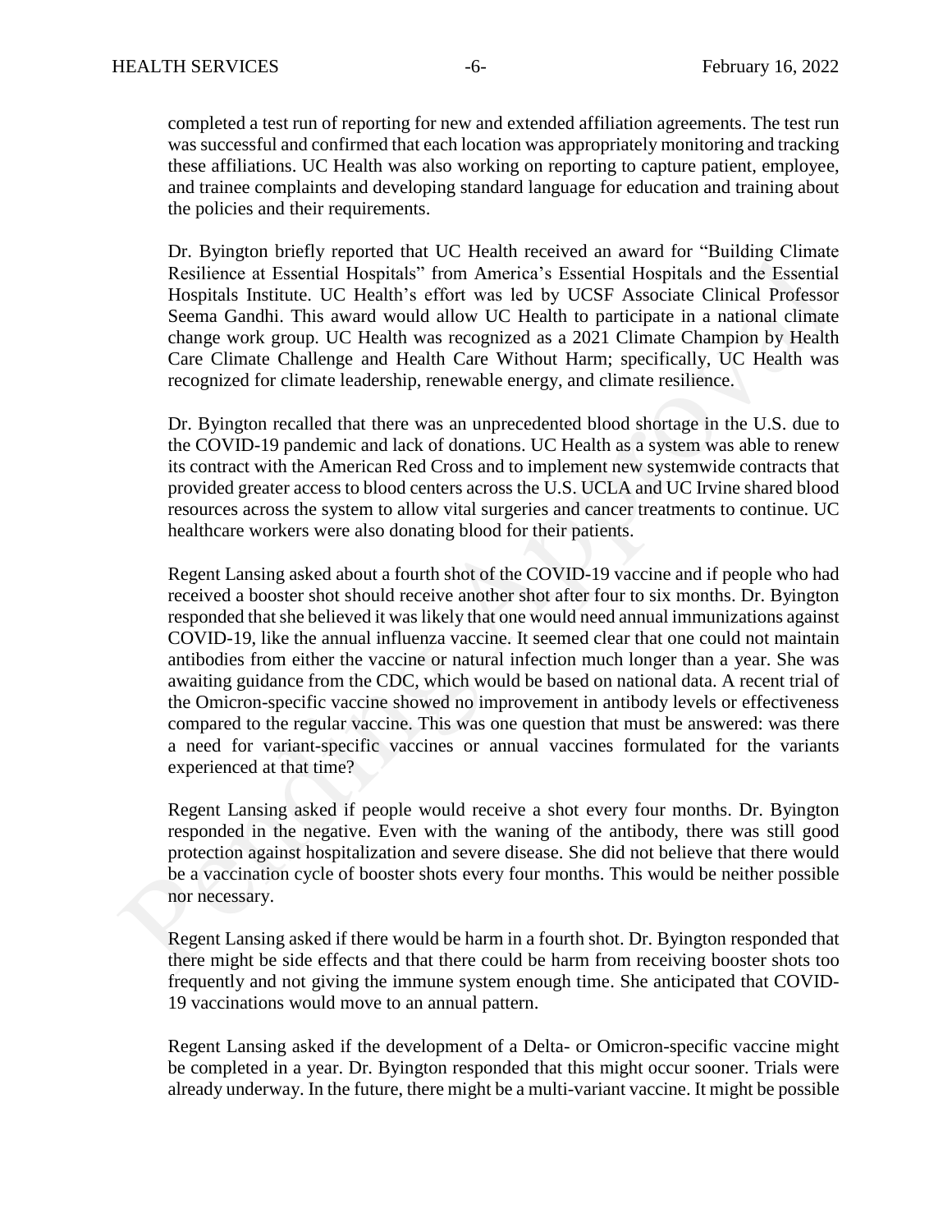completed a test run of reporting for new and extended affiliation agreements. The test run was successful and confirmed that each location was appropriately monitoring and tracking these affiliations. UC Health was also working on reporting to capture patient, employee, and trainee complaints and developing standard language for education and training about the policies and their requirements.

Dr. Byington briefly reported that UC Health received an award for "Building Climate Resilience at Essential Hospitals" from America's Essential Hospitals and the Essential Hospitals Institute. UC Health's effort was led by UCSF Associate Clinical Professor Seema Gandhi. This award would allow UC Health to participate in a national climate change work group. UC Health was recognized as a 2021 Climate Champion by Health Care Climate Challenge and Health Care Without Harm; specifically, UC Health was recognized for climate leadership, renewable energy, and climate resilience.

Dr. Byington recalled that there was an unprecedented blood shortage in the U.S. due to the COVID-19 pandemic and lack of donations. UC Health as a system was able to renew its contract with the American Red Cross and to implement new systemwide contracts that provided greater access to blood centers across the U.S. UCLA and UC Irvine shared blood resources across the system to allow vital surgeries and cancer treatments to continue. UC healthcare workers were also donating blood for their patients.

Regent Lansing asked about a fourth shot of the COVID-19 vaccine and if people who had received a booster shot should receive another shot after four to six months. Dr. Byington responded that she believed it was likely that one would need annual immunizations against COVID-19, like the annual influenza vaccine. It seemed clear that one could not maintain antibodies from either the vaccine or natural infection much longer than a year. She was awaiting guidance from the CDC, which would be based on national data. A recent trial of the Omicron-specific vaccine showed no improvement in antibody levels or effectiveness compared to the regular vaccine. This was one question that must be answered: was there a need for variant-specific vaccines or annual vaccines formulated for the variants experienced at that time?

Regent Lansing asked if people would receive a shot every four months. Dr. Byington responded in the negative. Even with the waning of the antibody, there was still good protection against hospitalization and severe disease. She did not believe that there would be a vaccination cycle of booster shots every four months. This would be neither possible nor necessary.

Regent Lansing asked if there would be harm in a fourth shot. Dr. Byington responded that there might be side effects and that there could be harm from receiving booster shots too frequently and not giving the immune system enough time. She anticipated that COVID-19 vaccinations would move to an annual pattern.

Regent Lansing asked if the development of a Delta- or Omicron-specific vaccine might be completed in a year. Dr. Byington responded that this might occur sooner. Trials were already underway. In the future, there might be a multi-variant vaccine. It might be possible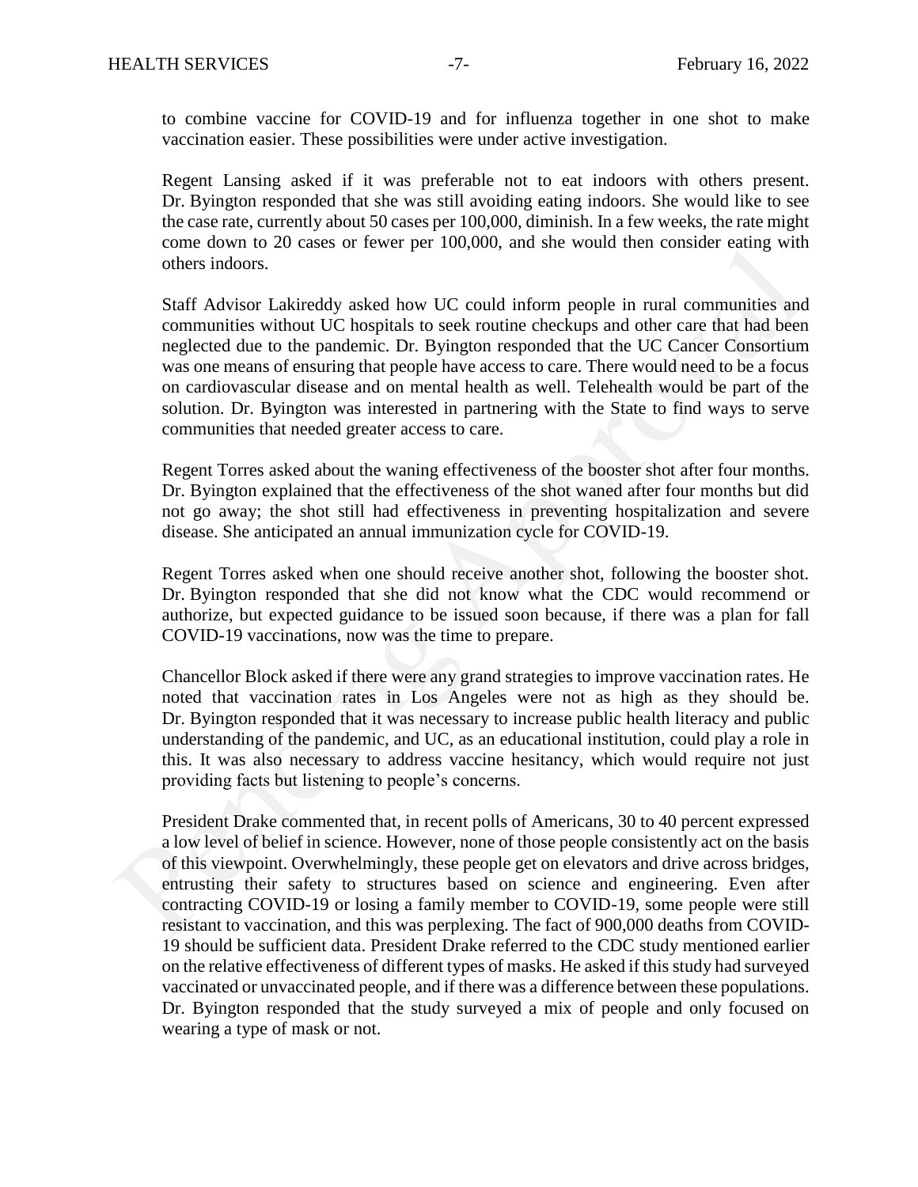to combine vaccine for COVID-19 and for influenza together in one shot to make vaccination easier. These possibilities were under active investigation.

Regent Lansing asked if it was preferable not to eat indoors with others present. Dr. Byington responded that she was still avoiding eating indoors. She would like to see the case rate, currently about 50 cases per 100,000, diminish. In a few weeks, the rate might come down to 20 cases or fewer per 100,000, and she would then consider eating with others indoors.

Staff Advisor Lakireddy asked how UC could inform people in rural communities and communities without UC hospitals to seek routine checkups and other care that had been neglected due to the pandemic. Dr. Byington responded that the UC Cancer Consortium was one means of ensuring that people have access to care. There would need to be a focus on cardiovascular disease and on mental health as well. Telehealth would be part of the solution. Dr. Byington was interested in partnering with the State to find ways to serve communities that needed greater access to care.

Regent Torres asked about the waning effectiveness of the booster shot after four months. Dr. Byington explained that the effectiveness of the shot waned after four months but did not go away; the shot still had effectiveness in preventing hospitalization and severe disease. She anticipated an annual immunization cycle for COVID-19.

Regent Torres asked when one should receive another shot, following the booster shot. Dr. Byington responded that she did not know what the CDC would recommend or authorize, but expected guidance to be issued soon because, if there was a plan for fall COVID-19 vaccinations, now was the time to prepare.

Chancellor Block asked if there were any grand strategies to improve vaccination rates. He noted that vaccination rates in Los Angeles were not as high as they should be. Dr. Byington responded that it was necessary to increase public health literacy and public understanding of the pandemic, and UC, as an educational institution, could play a role in this. It was also necessary to address vaccine hesitancy, which would require not just providing facts but listening to people's concerns.

President Drake commented that, in recent polls of Americans, 30 to 40 percent expressed a low level of belief in science. However, none of those people consistently act on the basis of this viewpoint. Overwhelmingly, these people get on elevators and drive across bridges, entrusting their safety to structures based on science and engineering. Even after contracting COVID-19 or losing a family member to COVID-19, some people were still resistant to vaccination, and this was perplexing. The fact of 900,000 deaths from COVID-19 should be sufficient data. President Drake referred to the CDC study mentioned earlier on the relative effectiveness of different types of masks. He asked if this study had surveyed vaccinated or unvaccinated people, and if there was a difference between these populations. Dr. Byington responded that the study surveyed a mix of people and only focused on wearing a type of mask or not.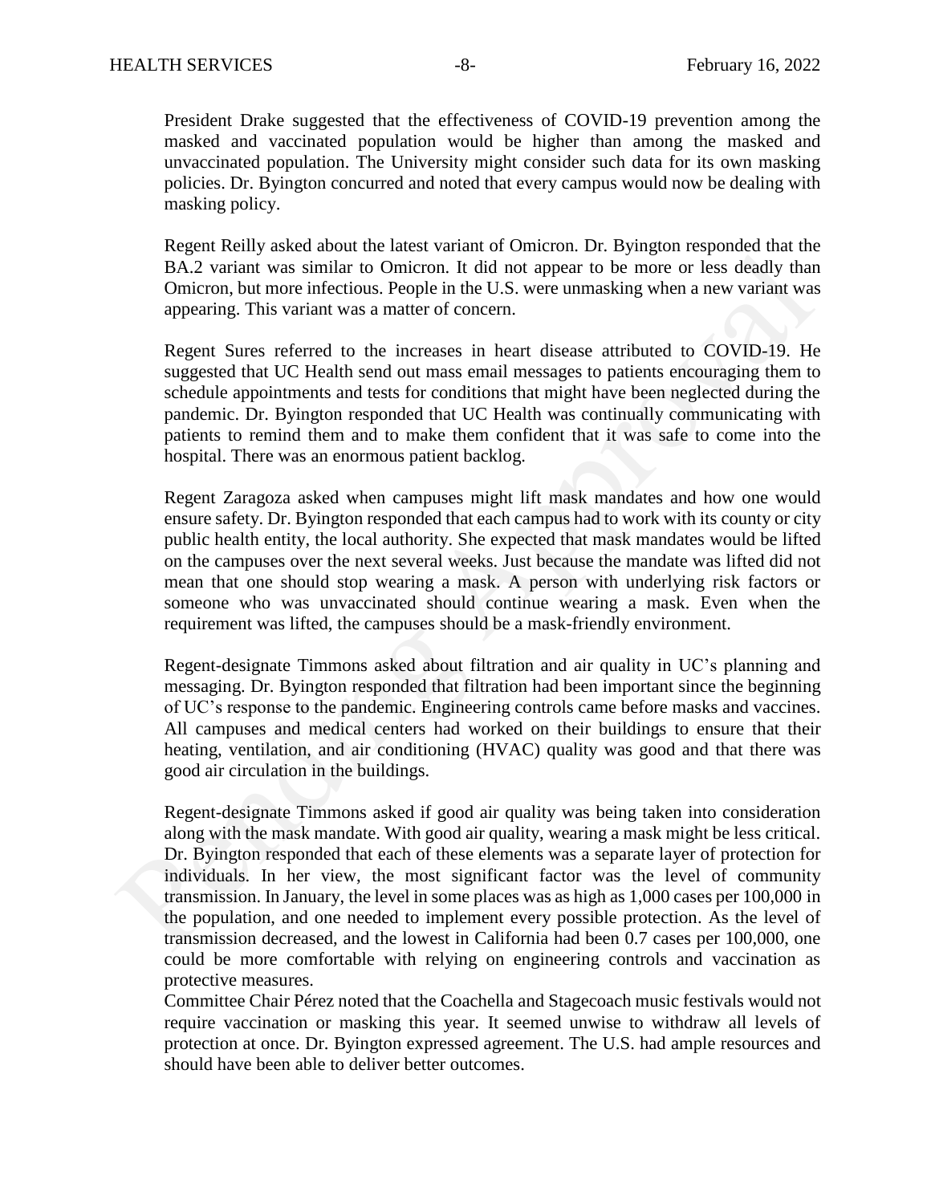President Drake suggested that the effectiveness of COVID-19 prevention among the masked and vaccinated population would be higher than among the masked and unvaccinated population. The University might consider such data for its own masking policies. Dr. Byington concurred and noted that every campus would now be dealing with masking policy.

Regent Reilly asked about the latest variant of Omicron. Dr. Byington responded that the BA.2 variant was similar to Omicron. It did not appear to be more or less deadly than Omicron, but more infectious. People in the U.S. were unmasking when a new variant was appearing. This variant was a matter of concern.

Regent Sures referred to the increases in heart disease attributed to COVID-19. He suggested that UC Health send out mass email messages to patients encouraging them to schedule appointments and tests for conditions that might have been neglected during the pandemic. Dr. Byington responded that UC Health was continually communicating with patients to remind them and to make them confident that it was safe to come into the hospital. There was an enormous patient backlog.

Regent Zaragoza asked when campuses might lift mask mandates and how one would ensure safety. Dr. Byington responded that each campus had to work with its county or city public health entity, the local authority. She expected that mask mandates would be lifted on the campuses over the next several weeks. Just because the mandate was lifted did not mean that one should stop wearing a mask. A person with underlying risk factors or someone who was unvaccinated should continue wearing a mask. Even when the requirement was lifted, the campuses should be a mask-friendly environment.

Regent-designate Timmons asked about filtration and air quality in UC's planning and messaging. Dr. Byington responded that filtration had been important since the beginning of UC's response to the pandemic. Engineering controls came before masks and vaccines. All campuses and medical centers had worked on their buildings to ensure that their heating, ventilation, and air conditioning (HVAC) quality was good and that there was good air circulation in the buildings.

Regent-designate Timmons asked if good air quality was being taken into consideration along with the mask mandate. With good air quality, wearing a mask might be less critical. Dr. Byington responded that each of these elements was a separate layer of protection for individuals. In her view, the most significant factor was the level of community transmission. In January, the level in some places was as high as 1,000 cases per 100,000 in the population, and one needed to implement every possible protection. As the level of transmission decreased, and the lowest in California had been 0.7 cases per 100,000, one could be more comfortable with relying on engineering controls and vaccination as protective measures.

Committee Chair Pérez noted that the Coachella and Stagecoach music festivals would not require vaccination or masking this year. It seemed unwise to withdraw all levels of protection at once. Dr. Byington expressed agreement. The U.S. had ample resources and should have been able to deliver better outcomes.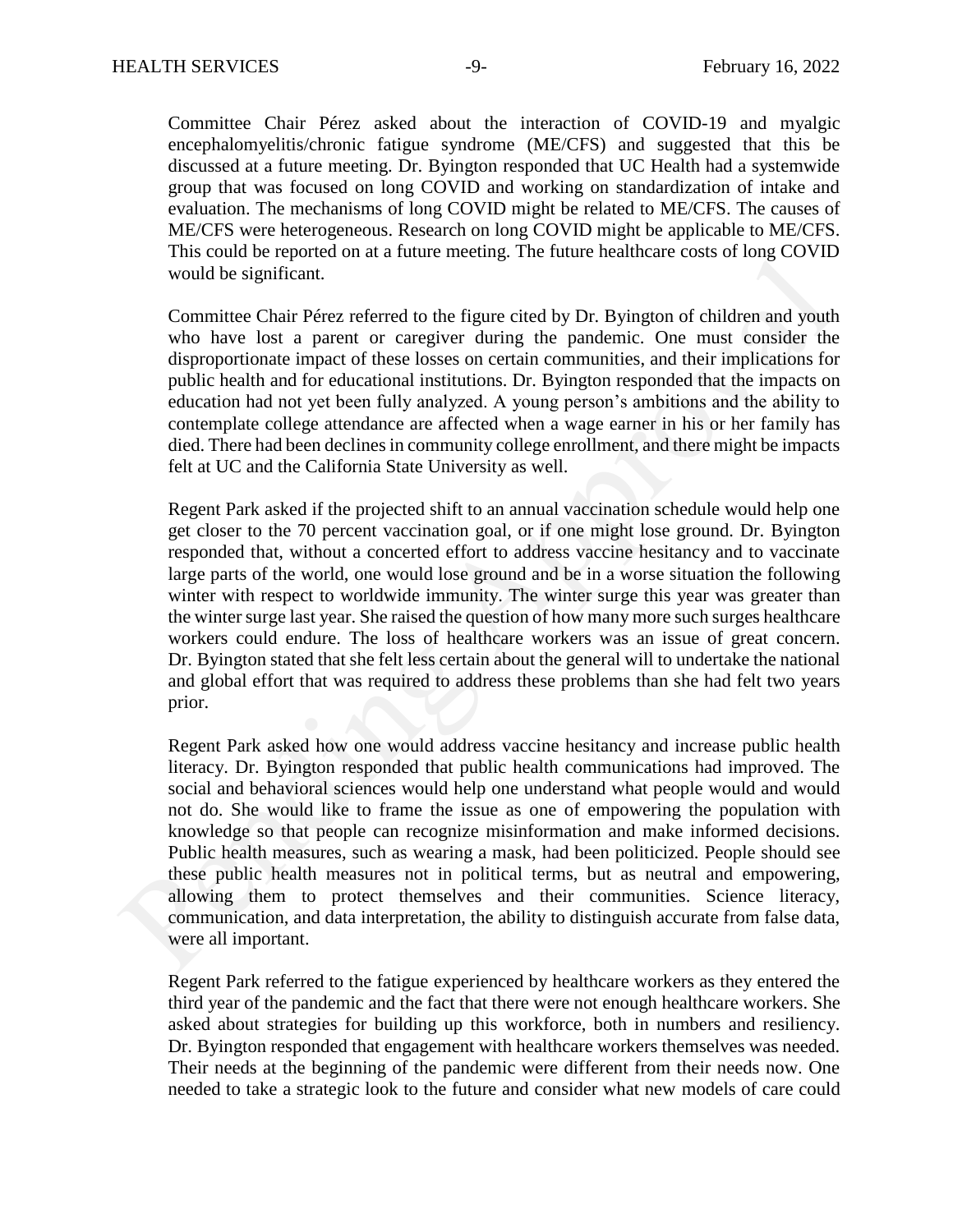Committee Chair Pérez asked about the interaction of COVID-19 and myalgic encephalomyelitis/chronic fatigue syndrome (ME/CFS) and suggested that this be discussed at a future meeting. Dr. Byington responded that UC Health had a systemwide group that was focused on long COVID and working on standardization of intake and evaluation. The mechanisms of long COVID might be related to ME/CFS. The causes of ME/CFS were heterogeneous. Research on long COVID might be applicable to ME/CFS. This could be reported on at a future meeting. The future healthcare costs of long COVID would be significant.

Committee Chair Pérez referred to the figure cited by Dr. Byington of children and youth who have lost a parent or caregiver during the pandemic. One must consider the disproportionate impact of these losses on certain communities, and their implications for public health and for educational institutions. Dr. Byington responded that the impacts on education had not yet been fully analyzed. A young person's ambitions and the ability to contemplate college attendance are affected when a wage earner in his or her family has died. There had been declines in community college enrollment, and there might be impacts felt at UC and the California State University as well.

Regent Park asked if the projected shift to an annual vaccination schedule would help one get closer to the 70 percent vaccination goal, or if one might lose ground. Dr. Byington responded that, without a concerted effort to address vaccine hesitancy and to vaccinate large parts of the world, one would lose ground and be in a worse situation the following winter with respect to worldwide immunity. The winter surge this year was greater than the winter surge last year. She raised the question of how many more such surges healthcare workers could endure. The loss of healthcare workers was an issue of great concern. Dr. Byington stated that she felt less certain about the general will to undertake the national and global effort that was required to address these problems than she had felt two years prior.

Regent Park asked how one would address vaccine hesitancy and increase public health literacy. Dr. Byington responded that public health communications had improved. The social and behavioral sciences would help one understand what people would and would not do. She would like to frame the issue as one of empowering the population with knowledge so that people can recognize misinformation and make informed decisions. Public health measures, such as wearing a mask, had been politicized. People should see these public health measures not in political terms, but as neutral and empowering, allowing them to protect themselves and their communities. Science literacy, communication, and data interpretation, the ability to distinguish accurate from false data, were all important.

Regent Park referred to the fatigue experienced by healthcare workers as they entered the third year of the pandemic and the fact that there were not enough healthcare workers. She asked about strategies for building up this workforce, both in numbers and resiliency. Dr. Byington responded that engagement with healthcare workers themselves was needed. Their needs at the beginning of the pandemic were different from their needs now. One needed to take a strategic look to the future and consider what new models of care could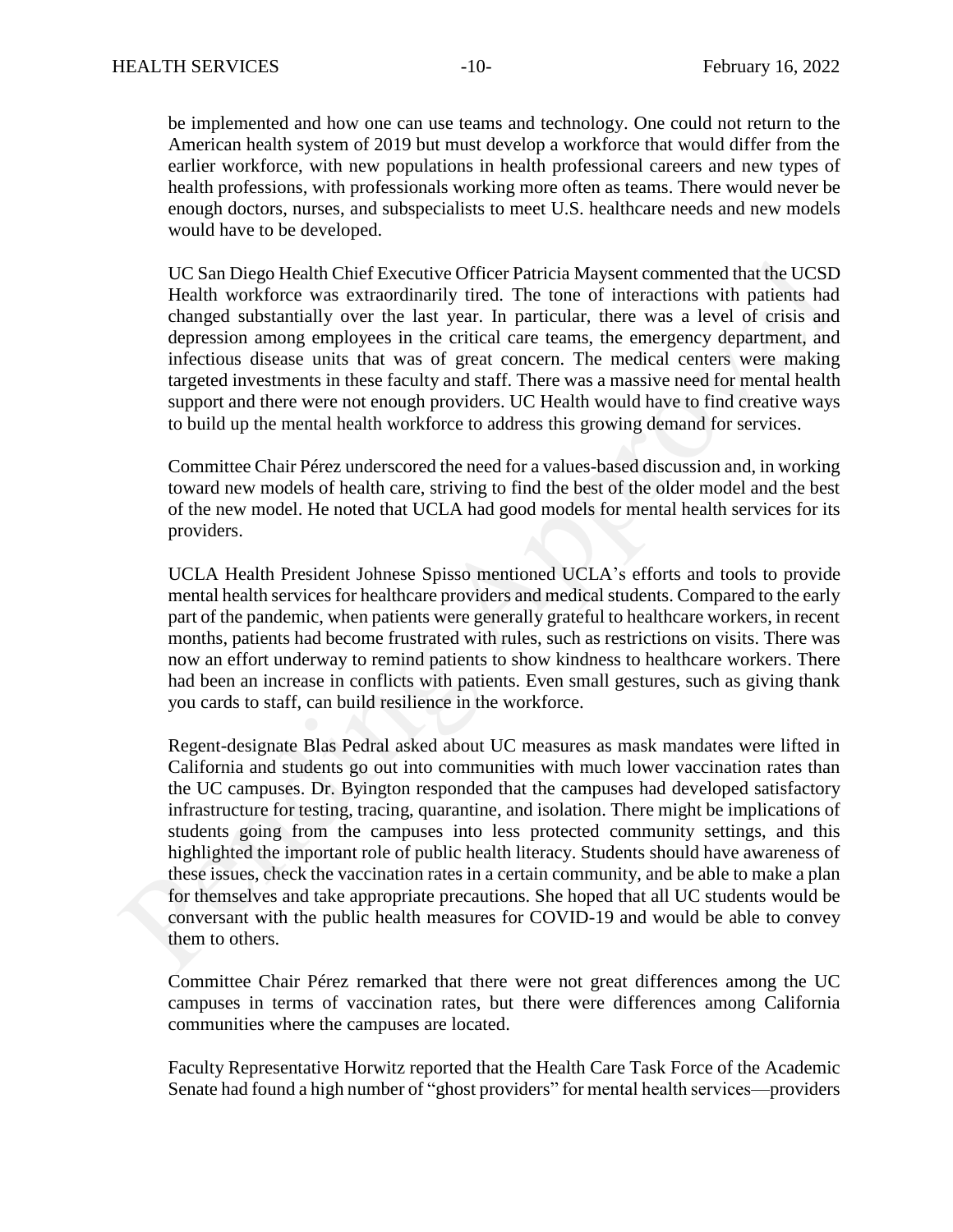be implemented and how one can use teams and technology. One could not return to the American health system of 2019 but must develop a workforce that would differ from the earlier workforce, with new populations in health professional careers and new types of health professions, with professionals working more often as teams. There would never be enough doctors, nurses, and subspecialists to meet U.S. healthcare needs and new models would have to be developed.

UC San Diego Health Chief Executive Officer Patricia Maysent commented that the UCSD Health workforce was extraordinarily tired. The tone of interactions with patients had changed substantially over the last year. In particular, there was a level of crisis and depression among employees in the critical care teams, the emergency department, and infectious disease units that was of great concern. The medical centers were making targeted investments in these faculty and staff. There was a massive need for mental health support and there were not enough providers. UC Health would have to find creative ways to build up the mental health workforce to address this growing demand for services.

Committee Chair Pérez underscored the need for a values-based discussion and, in working toward new models of health care, striving to find the best of the older model and the best of the new model. He noted that UCLA had good models for mental health services for its providers.

UCLA Health President Johnese Spisso mentioned UCLA's efforts and tools to provide mental health services for healthcare providers and medical students. Compared to the early part of the pandemic, when patients were generally grateful to healthcare workers, in recent months, patients had become frustrated with rules, such as restrictions on visits. There was now an effort underway to remind patients to show kindness to healthcare workers. There had been an increase in conflicts with patients. Even small gestures, such as giving thank you cards to staff, can build resilience in the workforce.

Regent-designate Blas Pedral asked about UC measures as mask mandates were lifted in California and students go out into communities with much lower vaccination rates than the UC campuses. Dr. Byington responded that the campuses had developed satisfactory infrastructure for testing, tracing, quarantine, and isolation. There might be implications of students going from the campuses into less protected community settings, and this highlighted the important role of public health literacy. Students should have awareness of these issues, check the vaccination rates in a certain community, and be able to make a plan for themselves and take appropriate precautions. She hoped that all UC students would be conversant with the public health measures for COVID-19 and would be able to convey them to others.

Committee Chair Pérez remarked that there were not great differences among the UC campuses in terms of vaccination rates, but there were differences among California communities where the campuses are located.

Faculty Representative Horwitz reported that the Health Care Task Force of the Academic Senate had found a high number of "ghost providers" for mental health services—providers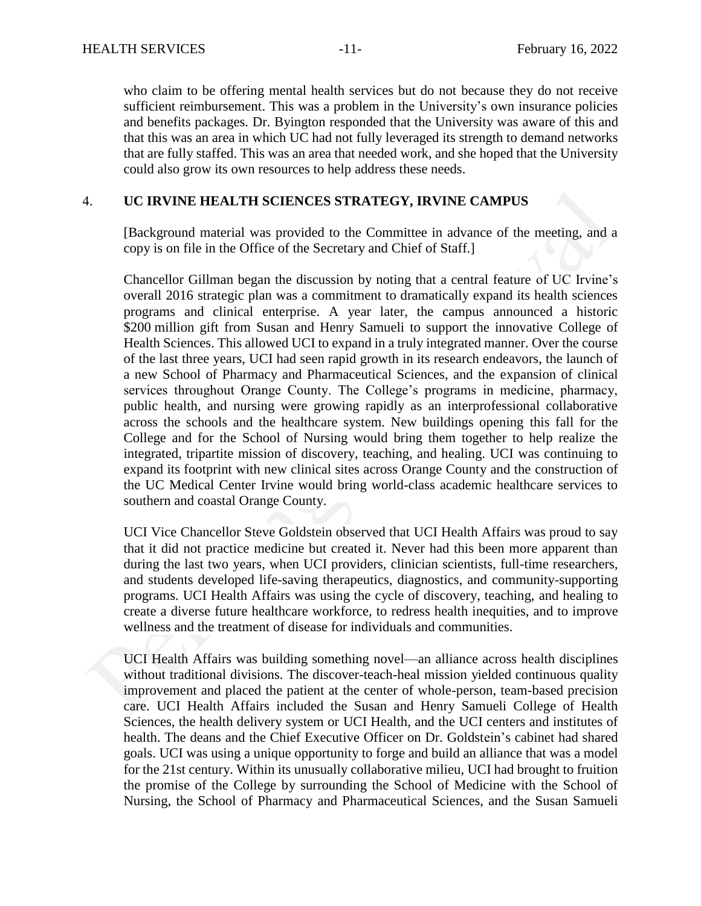who claim to be offering mental health services but do not because they do not receive sufficient reimbursement. This was a problem in the University's own insurance policies and benefits packages. Dr. Byington responded that the University was aware of this and that this was an area in which UC had not fully leveraged its strength to demand networks that are fully staffed. This was an area that needed work, and she hoped that the University could also grow its own resources to help address these needs.

4. **UC IRVINE HEALTH SCIENCES STRATEGY, IRVINE CAMPUS**

[Background material was provided to the Committee in advance of the meeting, and a copy is on file in the Office of the Secretary and Chief of Staff.]

Chancellor Gillman began the discussion by noting that a central feature of UC Irvine's overall 2016 strategic plan was a commitment to dramatically expand its health sciences programs and clinical enterprise. A year later, the campus announced a historic $200 million gift from Susan and Henry Samueli to support the innovative College of Health Sciences. This allowed UCI to expand in a truly integrated manner. Over the course of the last three years, UCI had seen rapid growth in its research endeavors, the launch of a new School of Pharmacy and Pharmaceutical Sciences, and the expansion of clinical services throughout Orange County. The College's programs in medicine, pharmacy, public health, and nursing were growing rapidly as an interprofessional collaborative across the schools and the healthcare system. New buildings opening this fall for the College and for the School of Nursing would bring them together to help realize the integrated, tripartite mission of discovery, teaching, and healing. UCI was continuing to expand its footprint with new clinical sites across Orange County and the construction of the UC Medical Center Irvine would bring world-class academic healthcare services to southern and coastal Orange County.

UCI Vice Chancellor Steve Goldstein observed that UCI Health Affairs was proud to say that it did not practice medicine but created it. Never had this been more apparent than during the last two years, when UCI providers, clinician scientists, full-time researchers, and students developed life-saving therapeutics, diagnostics, and community-supporting programs. UCI Health Affairs was using the cycle of discovery, teaching, and healing to create a diverse future healthcare workforce, to redress health inequities, and to improve wellness and the treatment of disease for individuals and communities.

UCI Health Affairs was building something novel—an alliance across health disciplines without traditional divisions. The discover-teach-heal mission yielded continuous quality improvement and placed the patient at the center of whole-person, team-based precision care. UCI Health Affairs included the Susan and Henry Samueli College of Health Sciences, the health delivery system or UCI Health, and the UCI centers and institutes of health. The deans and the Chief Executive Officer on Dr. Goldstein's cabinet had shared goals. UCI was using a unique opportunity to forge and build an alliance that was a model for the 21st century. Within its unusually collaborative milieu, UCI had brought to fruition the promise of the College by surrounding the School of Medicine with the School of Nursing, the School of Pharmacy and Pharmaceutical Sciences, and the Susan Samueli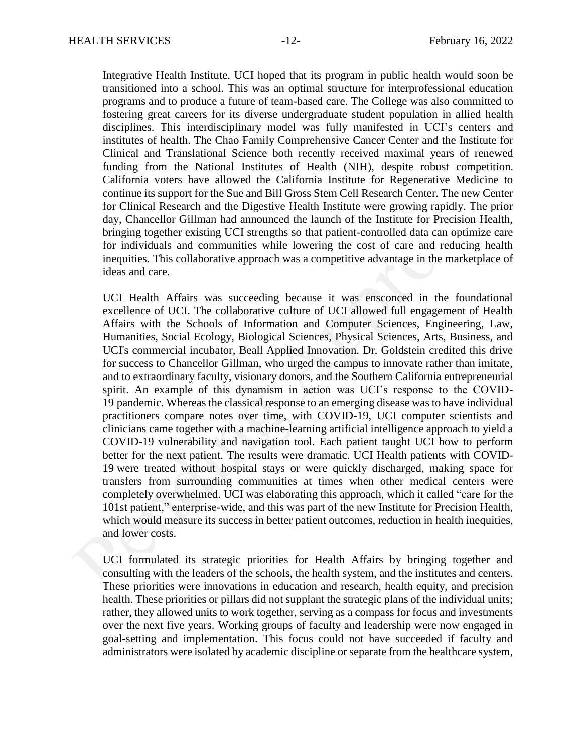Integrative Health Institute. UCI hoped that its program in public health would soon be transitioned into a school. This was an optimal structure for interprofessional education programs and to produce a future of team-based care. The College was also committed to fostering great careers for its diverse undergraduate student population in allied health disciplines. This interdisciplinary model was fully manifested in UCI's centers and institutes of health. The Chao Family Comprehensive Cancer Center and the Institute for Clinical and Translational Science both recently received maximal years of renewed funding from the National Institutes of Health (NIH), despite robust competition. California voters have allowed the California Institute for Regenerative Medicine to continue its support for the Sue and Bill Gross Stem Cell Research Center. The new Center for Clinical Research and the Digestive Health Institute were growing rapidly. The prior day, Chancellor Gillman had announced the launch of the Institute for Precision Health, bringing together existing UCI strengths so that patient-controlled data can optimize care for individuals and communities while lowering the cost of care and reducing health inequities. This collaborative approach was a competitive advantage in the marketplace of ideas and care.

UCI Health Affairs was succeeding because it was ensconced in the foundational excellence of UCI. The collaborative culture of UCI allowed full engagement of Health Affairs with the Schools of Information and Computer Sciences, Engineering, Law, Humanities, Social Ecology, Biological Sciences, Physical Sciences, Arts, Business, and UCI's commercial incubator, Beall Applied Innovation. Dr. Goldstein credited this drive for success to Chancellor Gillman, who urged the campus to innovate rather than imitate, and to extraordinary faculty, visionary donors, and the Southern California entrepreneurial spirit. An example of this dynamism in action was UCI's response to the COVID-19 pandemic. Whereas the classical response to an emerging disease was to have individual practitioners compare notes over time, with COVID-19, UCI computer scientists and clinicians came together with a machine-learning artificial intelligence approach to yield a COVID-19 vulnerability and navigation tool. Each patient taught UCI how to perform better for the next patient. The results were dramatic. UCI Health patients with COVID-19 were treated without hospital stays or were quickly discharged, making space for transfers from surrounding communities at times when other medical centers were completely overwhelmed. UCI was elaborating this approach, which it called "care for the 101st patient," enterprise-wide, and this was part of the new Institute for Precision Health, which would measure its success in better patient outcomes, reduction in health inequities, and lower costs.

UCI formulated its strategic priorities for Health Affairs by bringing together and consulting with the leaders of the schools, the health system, and the institutes and centers. These priorities were innovations in education and research, health equity, and precision health. These priorities or pillars did not supplant the strategic plans of the individual units; rather, they allowed units to work together, serving as a compass for focus and investments over the next five years. Working groups of faculty and leadership were now engaged in goal-setting and implementation. This focus could not have succeeded if faculty and administrators were isolated by academic discipline or separate from the healthcare system,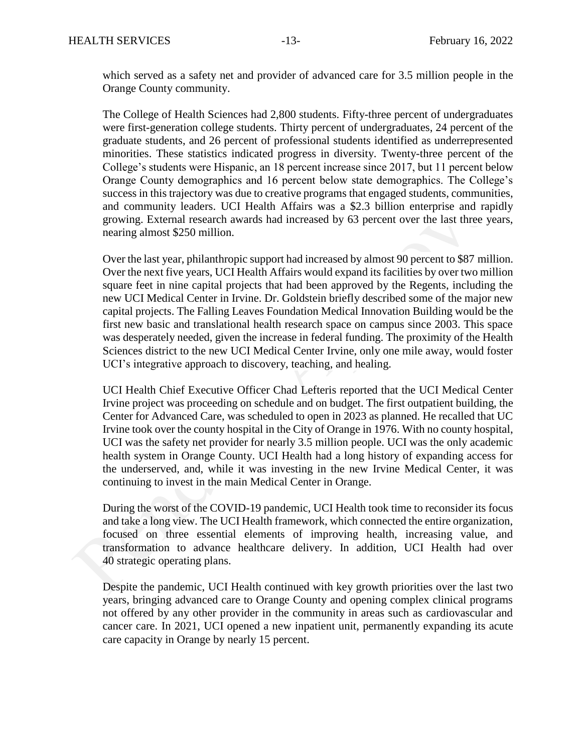which served as a safety net and provider of advanced care for 3.5 million people in the Orange County community.

The College of Health Sciences had 2,800 students. Fifty-three percent of undergraduates were first-generation college students. Thirty percent of undergraduates, 24 percent of the graduate students, and 26 percent of professional students identified as underrepresented minorities. These statistics indicated progress in diversity. Twenty-three percent of the College's students were Hispanic, an 18 percent increase since 2017, but 11 percent below Orange County demographics and 16 percent below state demographics. The College's success in this trajectory was due to creative programs that engaged students, communities, and community leaders. UCI Health Affairs was a $2.3 billion enterprise and rapidly growing. External research awards had increased by 63 percent over the last three years, nearing almost $250 million.

Over the last year, philanthropic support had increased by almost 90 percent to $87 million. Over the next five years, UCI Health Affairs would expand its facilities by over two million square feet in nine capital projects that had been approved by the Regents, including the new UCI Medical Center in Irvine. Dr. Goldstein briefly described some of the major new capital projects. The Falling Leaves Foundation Medical Innovation Building would be the first new basic and translational health research space on campus since 2003. This space was desperately needed, given the increase in federal funding. The proximity of the Health Sciences district to the new UCI Medical Center Irvine, only one mile away, would foster UCI's integrative approach to discovery, teaching, and healing.

UCI Health Chief Executive Officer Chad Lefteris reported that the UCI Medical Center Irvine project was proceeding on schedule and on budget. The first outpatient building, the Center for Advanced Care, was scheduled to open in 2023 as planned. He recalled that UC Irvine took over the county hospital in the City of Orange in 1976. With no county hospital, UCI was the safety net provider for nearly 3.5 million people. UCI was the only academic health system in Orange County. UCI Health had a long history of expanding access for the underserved, and, while it was investing in the new Irvine Medical Center, it was continuing to invest in the main Medical Center in Orange.

During the worst of the COVID-19 pandemic, UCI Health took time to reconsider its focus and take a long view. The UCI Health framework, which connected the entire organization, focused on three essential elements of improving health, increasing value, and transformation to advance healthcare delivery. In addition, UCI Health had over 40 strategic operating plans.

Despite the pandemic, UCI Health continued with key growth priorities over the last two years, bringing advanced care to Orange County and opening complex clinical programs not offered by any other provider in the community in areas such as cardiovascular and cancer care. In 2021, UCI opened a new inpatient unit, permanently expanding its acute care capacity in Orange by nearly 15 percent.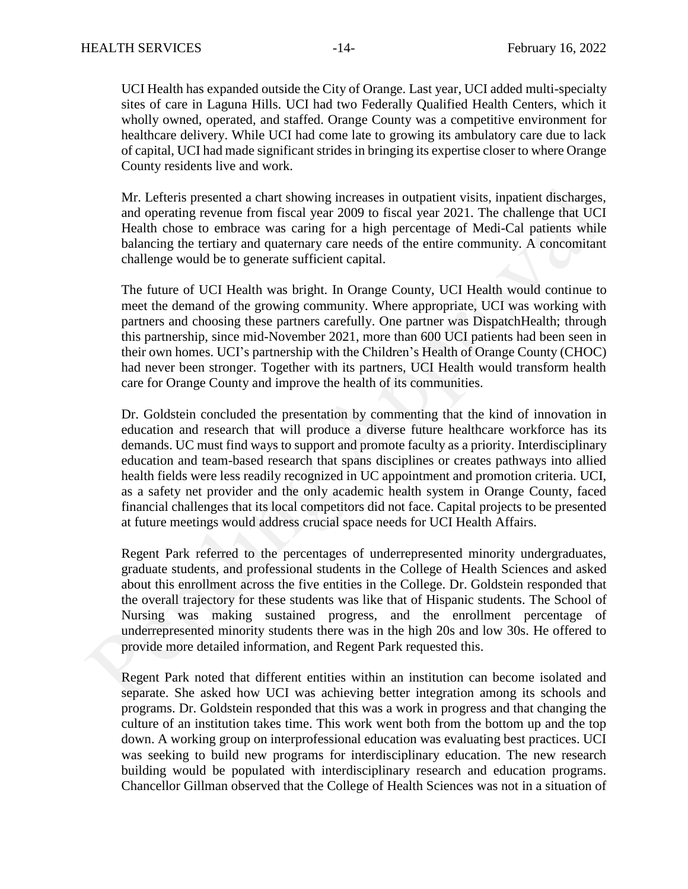UCI Health has expanded outside the City of Orange. Last year, UCI added multi-specialty sites of care in Laguna Hills. UCI had two Federally Qualified Health Centers, which it wholly owned, operated, and staffed. Orange County was a competitive environment for healthcare delivery. While UCI had come late to growing its ambulatory care due to lack of capital, UCI had made significant strides in bringing its expertise closer to where Orange County residents live and work.

Mr. Lefteris presented a chart showing increases in outpatient visits, inpatient discharges, and operating revenue from fiscal year 2009 to fiscal year 2021. The challenge that UCI Health chose to embrace was caring for a high percentage of Medi-Cal patients while balancing the tertiary and quaternary care needs of the entire community. A concomitant challenge would be to generate sufficient capital.

The future of UCI Health was bright. In Orange County, UCI Health would continue to meet the demand of the growing community. Where appropriate, UCI was working with partners and choosing these partners carefully. One partner was DispatchHealth; through this partnership, since mid-November 2021, more than 600 UCI patients had been seen in their own homes. UCI's partnership with the Children's Health of Orange County (CHOC) had never been stronger. Together with its partners, UCI Health would transform health care for Orange County and improve the health of its communities.

Dr. Goldstein concluded the presentation by commenting that the kind of innovation in education and research that will produce a diverse future healthcare workforce has its demands. UC must find ways to support and promote faculty as a priority. Interdisciplinary education and team-based research that spans disciplines or creates pathways into allied health fields were less readily recognized in UC appointment and promotion criteria. UCI, as a safety net provider and the only academic health system in Orange County, faced financial challenges that its local competitors did not face. Capital projects to be presented at future meetings would address crucial space needs for UCI Health Affairs.

Regent Park referred to the percentages of underrepresented minority undergraduates, graduate students, and professional students in the College of Health Sciences and asked about this enrollment across the five entities in the College. Dr. Goldstein responded that the overall trajectory for these students was like that of Hispanic students. The School of Nursing was making sustained progress, and the enrollment percentage of underrepresented minority students there was in the high 20s and low 30s. He offered to provide more detailed information, and Regent Park requested this.

Regent Park noted that different entities within an institution can become isolated and separate. She asked how UCI was achieving better integration among its schools and programs. Dr. Goldstein responded that this was a work in progress and that changing the culture of an institution takes time. This work went both from the bottom up and the top down. A working group on interprofessional education was evaluating best practices. UCI was seeking to build new programs for interdisciplinary education. The new research building would be populated with interdisciplinary research and education programs. Chancellor Gillman observed that the College of Health Sciences was not in a situation of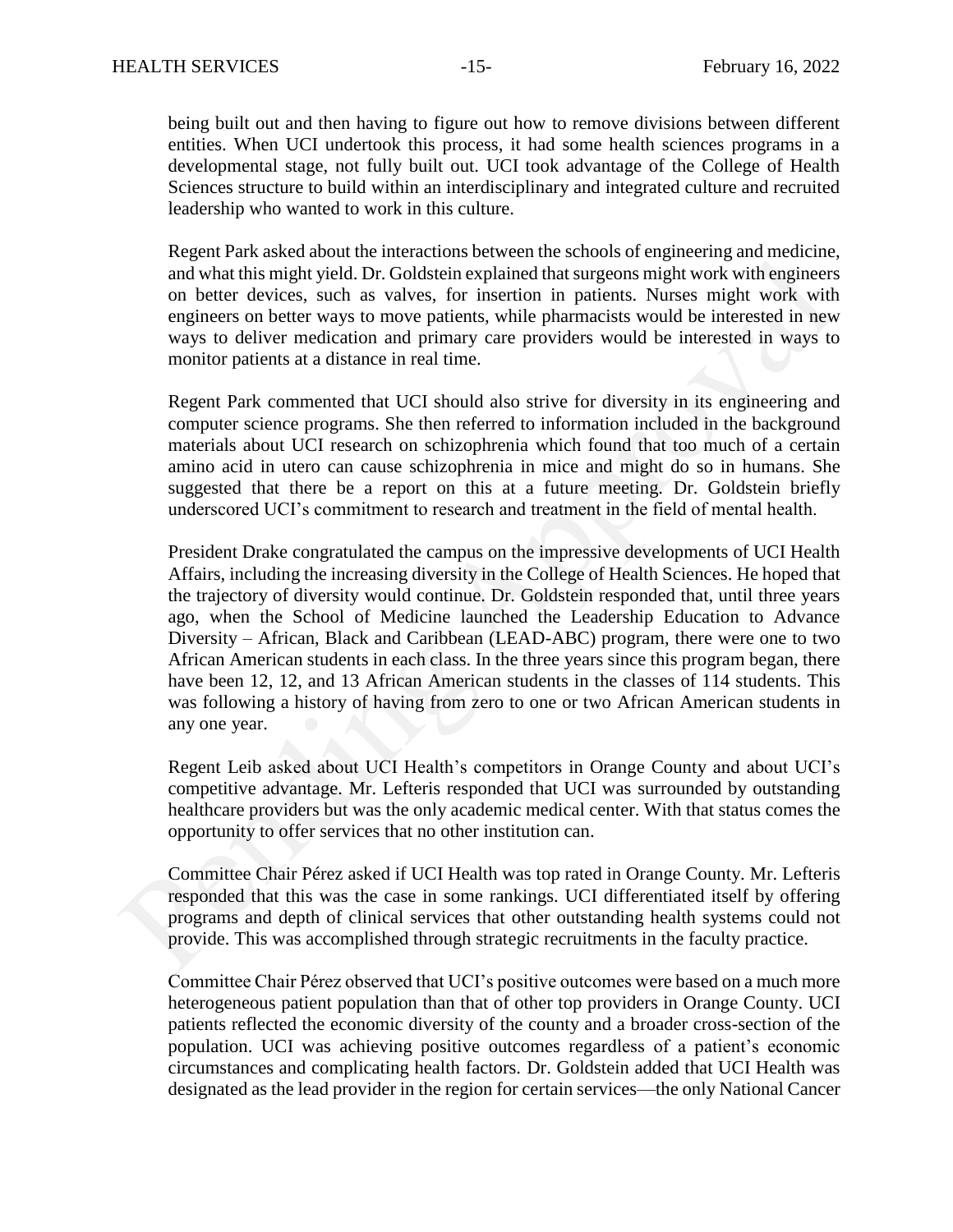being built out and then having to figure out how to remove divisions between different entities. When UCI undertook this process, it had some health sciences programs in a developmental stage, not fully built out. UCI took advantage of the College of Health Sciences structure to build within an interdisciplinary and integrated culture and recruited leadership who wanted to work in this culture.

Regent Park asked about the interactions between the schools of engineering and medicine, and what this might yield. Dr. Goldstein explained that surgeons might work with engineers on better devices, such as valves, for insertion in patients. Nurses might work with engineers on better ways to move patients, while pharmacists would be interested in new ways to deliver medication and primary care providers would be interested in ways to monitor patients at a distance in real time.

Regent Park commented that UCI should also strive for diversity in its engineering and computer science programs. She then referred to information included in the background materials about UCI research on schizophrenia which found that too much of a certain amino acid in utero can cause schizophrenia in mice and might do so in humans. She suggested that there be a report on this at a future meeting. Dr. Goldstein briefly underscored UCI's commitment to research and treatment in the field of mental health.

President Drake congratulated the campus on the impressive developments of UCI Health Affairs, including the increasing diversity in the College of Health Sciences. He hoped that the trajectory of diversity would continue. Dr. Goldstein responded that, until three years ago, when the School of Medicine launched the Leadership Education to Advance Diversity – African, Black and Caribbean (LEAD-ABC) program, there were one to two African American students in each class. In the three years since this program began, there have been 12, 12, and 13 African American students in the classes of 114 students. This was following a history of having from zero to one or two African American students in any one year.

Regent Leib asked about UCI Health's competitors in Orange County and about UCI's competitive advantage. Mr. Lefteris responded that UCI was surrounded by outstanding healthcare providers but was the only academic medical center. With that status comes the opportunity to offer services that no other institution can.

Committee Chair Pérez asked if UCI Health was top rated in Orange County. Mr. Lefteris responded that this was the case in some rankings. UCI differentiated itself by offering programs and depth of clinical services that other outstanding health systems could not provide. This was accomplished through strategic recruitments in the faculty practice.

Committee Chair Pérez observed that UCI's positive outcomes were based on a much more heterogeneous patient population than that of other top providers in Orange County. UCI patients reflected the economic diversity of the county and a broader cross-section of the population. UCI was achieving positive outcomes regardless of a patient's economic circumstances and complicating health factors. Dr. Goldstein added that UCI Health was designated as the lead provider in the region for certain services—the only National Cancer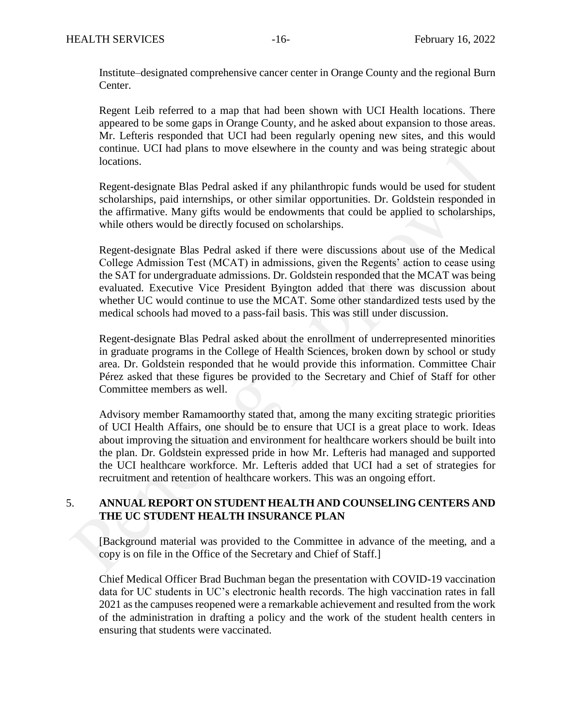Institute–designated comprehensive cancer center in Orange County and the regional Burn Center.

Regent Leib referred to a map that had been shown with UCI Health locations. There appeared to be some gaps in Orange County, and he asked about expansion to those areas. Mr. Lefteris responded that UCI had been regularly opening new sites, and this would continue. UCI had plans to move elsewhere in the county and was being strategic about locations.

Regent-designate Blas Pedral asked if any philanthropic funds would be used for student scholarships, paid internships, or other similar opportunities. Dr. Goldstein responded in the affirmative. Many gifts would be endowments that could be applied to scholarships, while others would be directly focused on scholarships.

Regent-designate Blas Pedral asked if there were discussions about use of the Medical College Admission Test (MCAT) in admissions, given the Regents' action to cease using the SAT for undergraduate admissions. Dr. Goldstein responded that the MCAT was being evaluated. Executive Vice President Byington added that there was discussion about whether UC would continue to use the MCAT. Some other standardized tests used by the medical schools had moved to a pass-fail basis. This was still under discussion.

Regent-designate Blas Pedral asked about the enrollment of underrepresented minorities in graduate programs in the College of Health Sciences, broken down by school or study area. Dr. Goldstein responded that he would provide this information. Committee Chair Pérez asked that these figures be provided to the Secretary and Chief of Staff for other Committee members as well.

Advisory member Ramamoorthy stated that, among the many exciting strategic priorities of UCI Health Affairs, one should be to ensure that UCI is a great place to work. Ideas about improving the situation and environment for healthcare workers should be built into the plan. Dr. Goldstein expressed pride in how Mr. Lefteris had managed and supported the UCI healthcare workforce. Mr. Lefteris added that UCI had a set of strategies for recruitment and retention of healthcare workers. This was an ongoing effort.

## 5. ANNUAL REPORT ON STUDENT HEALTH AND COUNSELING CENTERS AND THE UC STUDENT HEALTH INSURANCE PLAN

[Background material was provided to the Committee in advance of the meeting, and a copy is on file in the Office of the Secretary and Chief of Staff.]

Chief Medical Officer Brad Buchman began the presentation with COVID-19 vaccination data for UC students in UC's electronic health records. The high vaccination rates in fall 2021 as the campuses reopened were a remarkable achievement and resulted from the work of the administration in drafting a policy and the work of the student health centers in ensuring that students were vaccinated.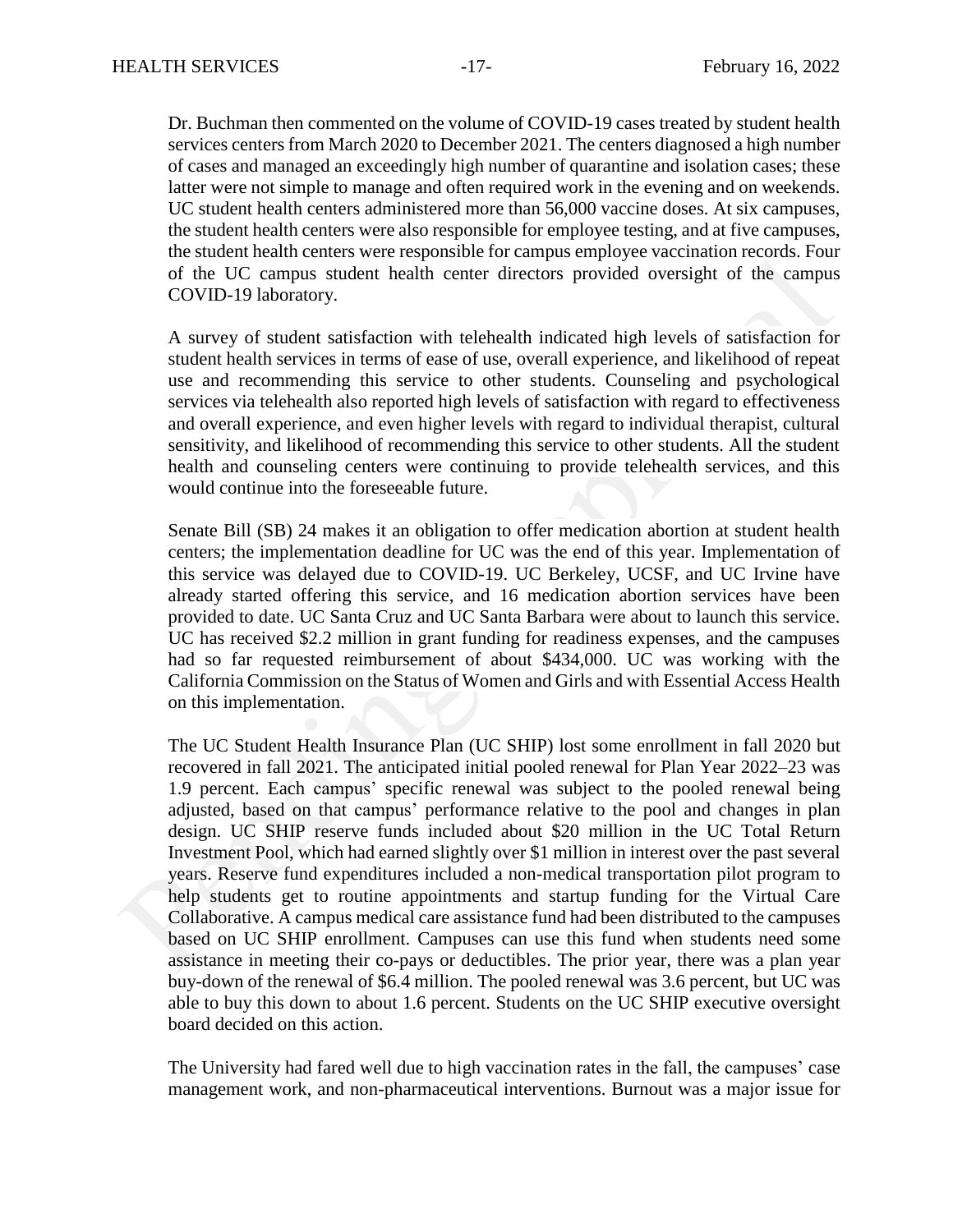Dr. Buchman then commented on the volume of COVID-19 cases treated by student health services centers from March 2020 to December 2021. The centers diagnosed a high number of cases and managed an exceedingly high number of quarantine and isolation cases; these latter were not simple to manage and often required work in the evening and on weekends. UC student health centers administered more than 56,000 vaccine doses. At six campuses, the student health centers were also responsible for employee testing, and at five campuses, the student health centers were responsible for campus employee vaccination records. Four of the UC campus student health center directors provided oversight of the campus COVID-19 laboratory.

A survey of student satisfaction with telehealth indicated high levels of satisfaction for student health services in terms of ease of use, overall experience, and likelihood of repeat use and recommending this service to other students. Counseling and psychological services via telehealth also reported high levels of satisfaction with regard to effectiveness and overall experience, and even higher levels with regard to individual therapist, cultural sensitivity, and likelihood of recommending this service to other students. All the student health and counseling centers were continuing to provide telehealth services, and this would continue into the foreseeable future.

Senate Bill (SB) 24 makes it an obligation to offer medication abortion at student health centers; the implementation deadline for UC was the end of this year. Implementation of this service was delayed due to COVID-19. UC Berkeley, UCSF, and UC Irvine have already started offering this service, and 16 medication abortion services have been provided to date. UC Santa Cruz and UC Santa Barbara were about to launch this service. UC has received $2.2 million in grant funding for readiness expenses, and the campuses had so far requested reimbursement of about $434,000. UC was working with the California Commission on the Status of Women and Girls and with Essential Access Health on this implementation.

The UC Student Health Insurance Plan (UC SHIP) lost some enrollment in fall 2020 but recovered in fall 2021. The anticipated initial pooled renewal for Plan Year 2022–23 was 1.9 percent. Each campus' specific renewal was subject to the pooled renewal being adjusted, based on that campus' performance relative to the pool and changes in plan design. UC SHIP reserve funds included about $20 million in the UC Total Return Investment Pool, which had earned slightly over $1 million in interest over the past several years. Reserve fund expenditures included a non-medical transportation pilot program to help students get to routine appointments and startup funding for the Virtual Care Collaborative. A campus medical care assistance fund had been distributed to the campuses based on UC SHIP enrollment. Campuses can use this fund when students need some assistance in meeting their co-pays or deductibles. The prior year, there was a plan year buy-down of the renewal of $6.4 million. The pooled renewal was 3.6 percent, but UC was able to buy this down to about 1.6 percent. Students on the UC SHIP executive oversight board decided on this action.

The University had fared well due to high vaccination rates in the fall, the campuses' case management work, and non-pharmaceutical interventions. Burnout was a major issue for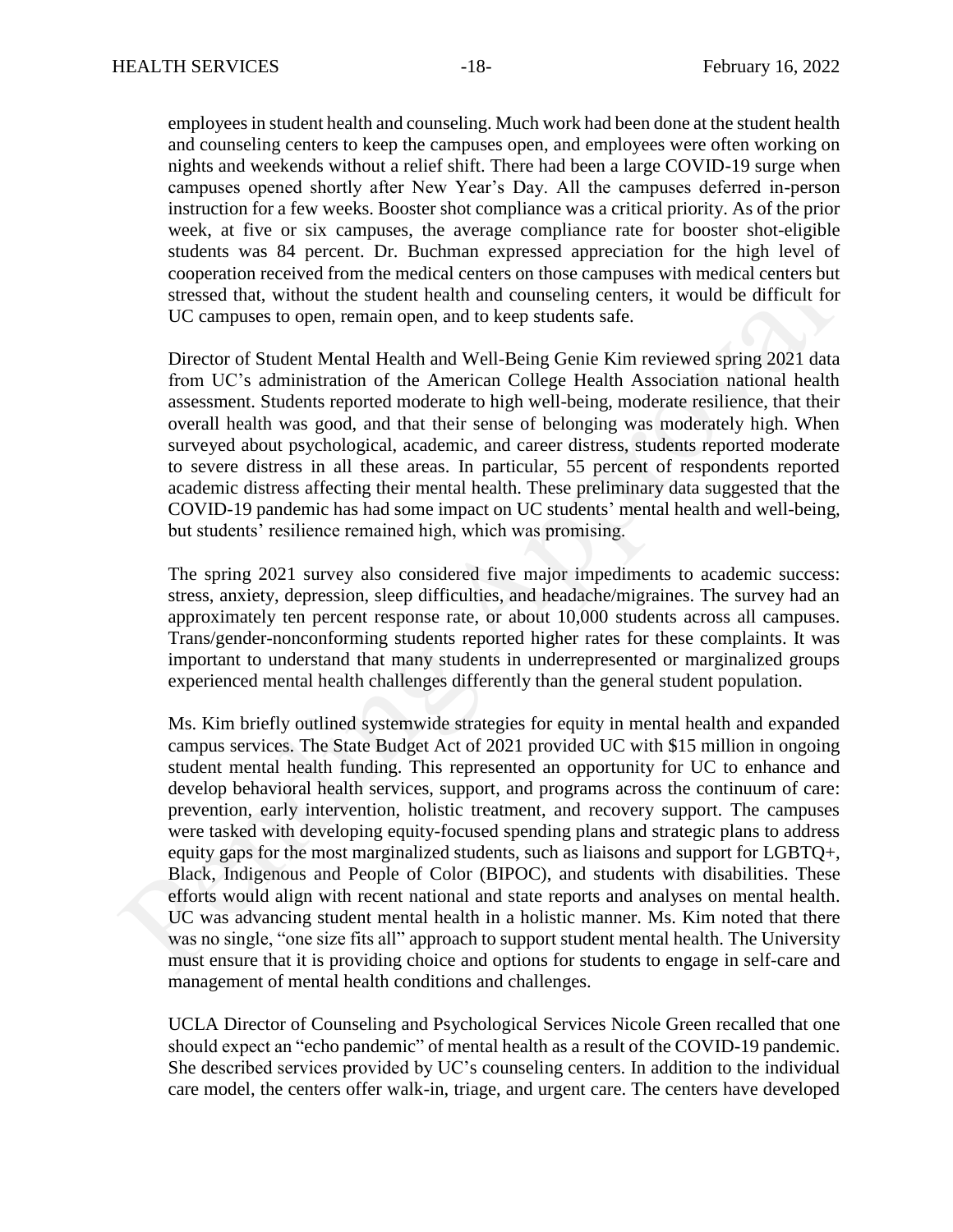employees in student health and counseling. Much work had been done at the student health and counseling centers to keep the campuses open, and employees were often working on nights and weekends without a relief shift. There had been a large COVID-19 surge when campuses opened shortly after New Year's Day. All the campuses deferred in-person instruction for a few weeks. Booster shot compliance was a critical priority. As of the prior week, at five or six campuses, the average compliance rate for booster shot-eligible students was 84 percent. Dr. Buchman expressed appreciation for the high level of cooperation received from the medical centers on those campuses with medical centers but stressed that, without the student health and counseling centers, it would be difficult for UC campuses to open, remain open, and to keep students safe.

Director of Student Mental Health and Well-Being Genie Kim reviewed spring 2021 data from UC's administration of the American College Health Association national health assessment. Students reported moderate to high well-being, moderate resilience, that their overall health was good, and that their sense of belonging was moderately high. When surveyed about psychological, academic, and career distress, students reported moderate to severe distress in all these areas. In particular, 55 percent of respondents reported academic distress affecting their mental health. These preliminary data suggested that the COVID-19 pandemic has had some impact on UC students' mental health and well-being, but students' resilience remained high, which was promising.

The spring 2021 survey also considered five major impediments to academic success: stress, anxiety, depression, sleep difficulties, and headache/migraines. The survey had an approximately ten percent response rate, or about 10,000 students across all campuses. Trans/gender-nonconforming students reported higher rates for these complaints. It was important to understand that many students in underrepresented or marginalized groups experienced mental health challenges differently than the general student population.

Ms. Kim briefly outlined systemwide strategies for equity in mental health and expanded campus services. The State Budget Act of 2021 provided UC with $15 million in ongoing student mental health funding. This represented an opportunity for UC to enhance and develop behavioral health services, support, and programs across the continuum of care: prevention, early intervention, holistic treatment, and recovery support. The campuses were tasked with developing equity-focused spending plans and strategic plans to address equity gaps for the most marginalized students, such as liaisons and support for LGBTQ+, Black, Indigenous and People of Color (BIPOC), and students with disabilities. These efforts would align with recent national and state reports and analyses on mental health. UC was advancing student mental health in a holistic manner. Ms. Kim noted that there was no single, "one size fits all" approach to support student mental health. The University must ensure that it is providing choice and options for students to engage in self-care and management of mental health conditions and challenges.

UCLA Director of Counseling and Psychological Services Nicole Green recalled that one should expect an "echo pandemic" of mental health as a result of the COVID-19 pandemic. She described services provided by UC's counseling centers. In addition to the individual care model, the centers offer walk-in, triage, and urgent care. The centers have developed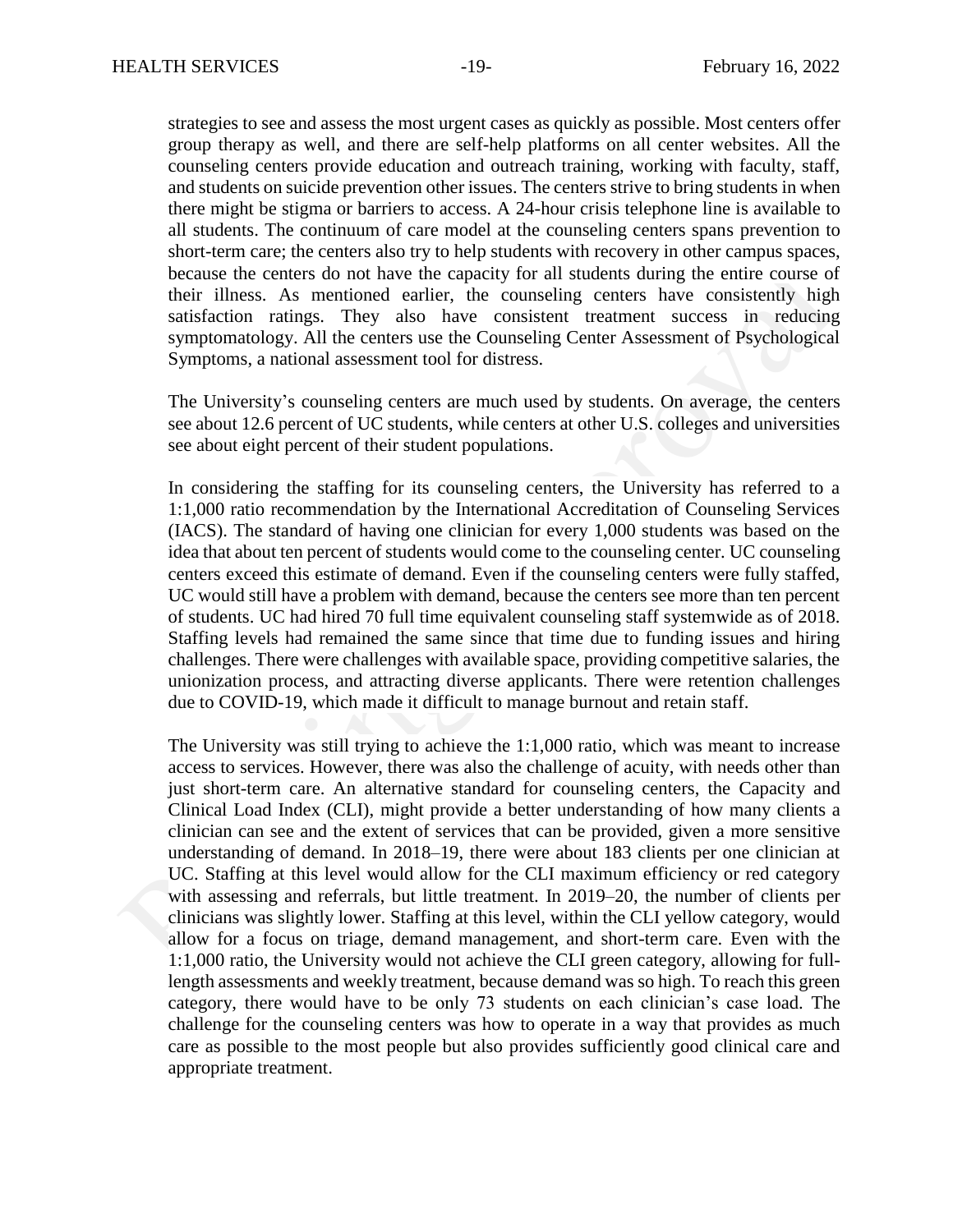strategies to see and assess the most urgent cases as quickly as possible. Most centers offer group therapy as well, and there are self-help platforms on all center websites. All the counseling centers provide education and outreach training, working with faculty, staff, and students on suicide prevention other issues. The centers strive to bring students in when there might be stigma or barriers to access. A 24-hour crisis telephone line is available to all students. The continuum of care model at the counseling centers spans prevention to short-term care; the centers also try to help students with recovery in other campus spaces, because the centers do not have the capacity for all students during the entire course of their illness. As mentioned earlier, the counseling centers have consistently high satisfaction ratings. They also have consistent treatment success in reducing symptomatology. All the centers use the Counseling Center Assessment of Psychological Symptoms, a national assessment tool for distress.

The University's counseling centers are much used by students. On average, the centers see about 12.6 percent of UC students, while centers at other U.S. colleges and universities see about eight percent of their student populations.

In considering the staffing for its counseling centers, the University has referred to a 1:1,000 ratio recommendation by the International Accreditation of Counseling Services (IACS). The standard of having one clinician for every 1,000 students was based on the idea that about ten percent of students would come to the counseling center. UC counseling centers exceed this estimate of demand. Even if the counseling centers were fully staffed, UC would still have a problem with demand, because the centers see more than ten percent of students. UC had hired 70 full time equivalent counseling staff systemwide as of 2018. Staffing levels had remained the same since that time due to funding issues and hiring challenges. There were challenges with available space, providing competitive salaries, the unionization process, and attracting diverse applicants. There were retention challenges due to COVID-19, which made it difficult to manage burnout and retain staff.

The University was still trying to achieve the 1:1,000 ratio, which was meant to increase access to services. However, there was also the challenge of acuity, with needs other than just short-term care. An alternative standard for counseling centers, the Capacity and Clinical Load Index (CLI), might provide a better understanding of how many clients a clinician can see and the extent of services that can be provided, given a more sensitive understanding of demand. In 2018–19, there were about 183 clients per one clinician at UC. Staffing at this level would allow for the CLI maximum efficiency or red category with assessing and referrals, but little treatment. In 2019–20, the number of clients per clinicians was slightly lower. Staffing at this level, within the CLI yellow category, would allow for a focus on triage, demand management, and short-term care. Even with the 1:1,000 ratio, the University would not achieve the CLI green category, allowing for full-length assessments and weekly treatment, because demand was so high. To reach this green category, there would have to be only 73 students on each clinician's case load. The challenge for the counseling centers was how to operate in a way that provides as much care as possible to the most people but also provides sufficiently good clinical care and appropriate treatment.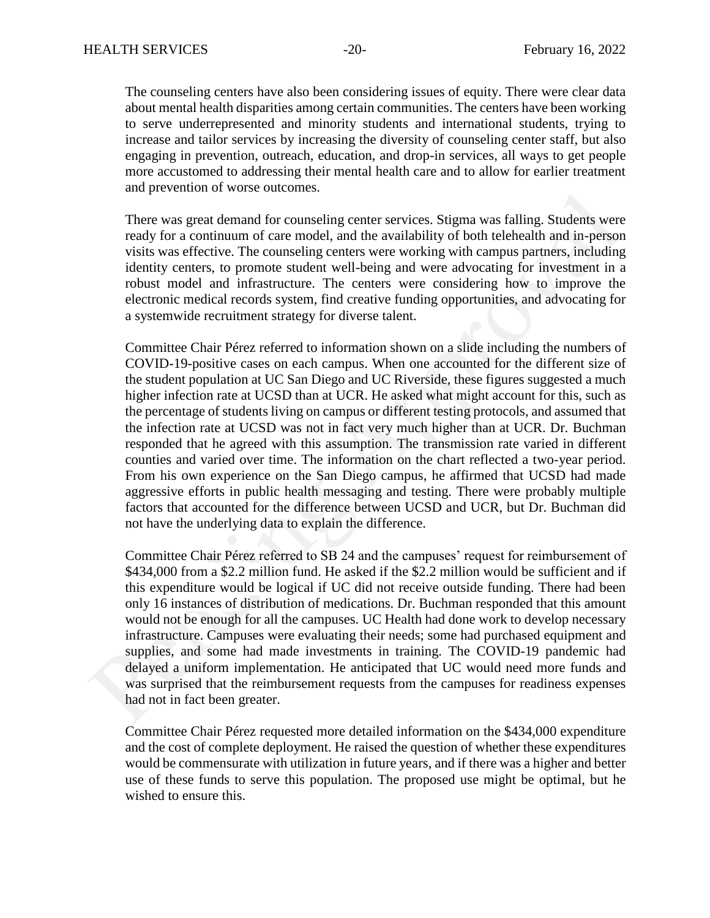The counseling centers have also been considering issues of equity. There were clear data about mental health disparities among certain communities. The centers have been working to serve underrepresented and minority students and international students, trying to increase and tailor services by increasing the diversity of counseling center staff, but also engaging in prevention, outreach, education, and drop-in services, all ways to get people more accustomed to addressing their mental health care and to allow for earlier treatment and prevention of worse outcomes.

There was great demand for counseling center services. Stigma was falling. Students were ready for a continuum of care model, and the availability of both telehealth and in-person visits was effective. The counseling centers were working with campus partners, including identity centers, to promote student well-being and were advocating for investment in a robust model and infrastructure. The centers were considering how to improve the electronic medical records system, find creative funding opportunities, and advocating for a systemwide recruitment strategy for diverse talent.

Committee Chair Pérez referred to information shown on a slide including the numbers of COVID-19-positive cases on each campus. When one accounted for the different size of the student population at UC San Diego and UC Riverside, these figures suggested a much higher infection rate at UCSD than at UCR. He asked what might account for this, such as the percentage of students living on campus or different testing protocols, and assumed that the infection rate at UCSD was not in fact very much higher than at UCR. Dr. Buchman responded that he agreed with this assumption. The transmission rate varied in different counties and varied over time. The information on the chart reflected a two-year period. From his own experience on the San Diego campus, he affirmed that UCSD had made aggressive efforts in public health messaging and testing. There were probably multiple factors that accounted for the difference between UCSD and UCR, but Dr. Buchman did not have the underlying data to explain the difference.

Committee Chair Pérez referred to SB 24 and the campuses' request for reimbursement of $434,000 from a $2.2 million fund. He asked if the $2.2 million would be sufficient and if this expenditure would be logical if UC did not receive outside funding. There had been only 16 instances of distribution of medications. Dr. Buchman responded that this amount would not be enough for all the campuses. UC Health had done work to develop necessary infrastructure. Campuses were evaluating their needs; some had purchased equipment and supplies, and some had made investments in training. The COVID-19 pandemic had delayed a uniform implementation. He anticipated that UC would need more funds and was surprised that the reimbursement requests from the campuses for readiness expenses had not in fact been greater.

Committee Chair Pérez requested more detailed information on the $434,000 expenditure and the cost of complete deployment. He raised the question of whether these expenditures would be commensurate with utilization in future years, and if there was a higher and better use of these funds to serve this population. The proposed use might be optimal, but he wished to ensure this.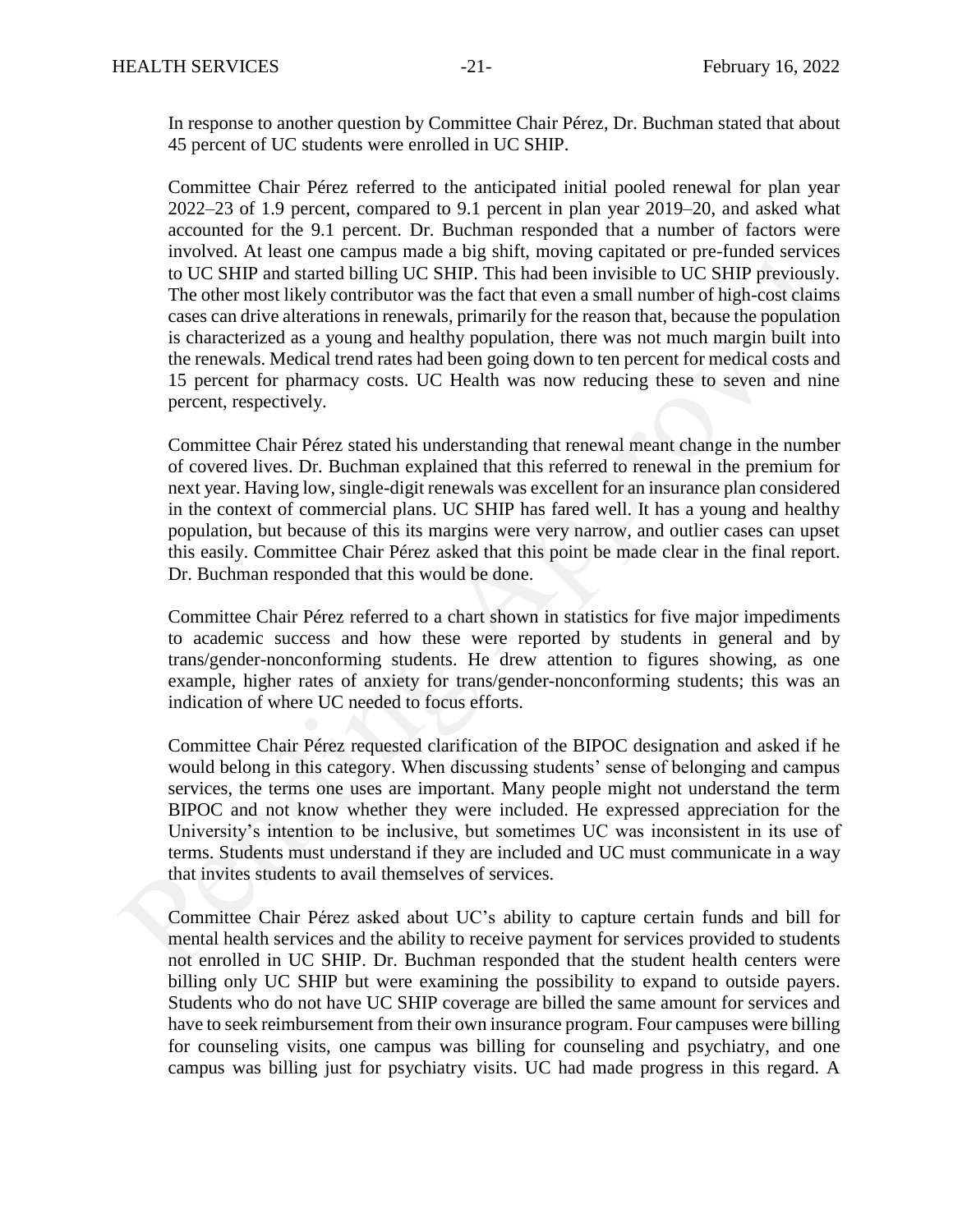In response to another question by Committee Chair Pérez, Dr. Buchman stated that about 45 percent of UC students were enrolled in UC SHIP.

Committee Chair Pérez referred to the anticipated initial pooled renewal for plan year 2022–23 of 1.9 percent, compared to 9.1 percent in plan year 2019–20, and asked what accounted for the 9.1 percent. Dr. Buchman responded that a number of factors were involved. At least one campus made a big shift, moving capitated or pre-funded services to UC SHIP and started billing UC SHIP. This had been invisible to UC SHIP previously. The other most likely contributor was the fact that even a small number of high-cost claims cases can drive alterations in renewals, primarily for the reason that, because the population is characterized as a young and healthy population, there was not much margin built into the renewals. Medical trend rates had been going down to ten percent for medical costs and 15 percent for pharmacy costs. UC Health was now reducing these to seven and nine percent, respectively.

Committee Chair Pérez stated his understanding that renewal meant change in the number of covered lives. Dr. Buchman explained that this referred to renewal in the premium for next year. Having low, single-digit renewals was excellent for an insurance plan considered in the context of commercial plans. UC SHIP has fared well. It has a young and healthy population, but because of this its margins were very narrow, and outlier cases can upset this easily. Committee Chair Pérez asked that this point be made clear in the final report. Dr. Buchman responded that this would be done.

Committee Chair Pérez referred to a chart shown in statistics for five major impediments to academic success and how these were reported by students in general and by trans/gender-nonconforming students. He drew attention to figures showing, as one example, higher rates of anxiety for trans/gender-nonconforming students; this was an indication of where UC needed to focus efforts.

Committee Chair Pérez requested clarification of the BIPOC designation and asked if he would belong in this category. When discussing students' sense of belonging and campus services, the terms one uses are important. Many people might not understand the term BIPOC and not know whether they were included. He expressed appreciation for the University's intention to be inclusive, but sometimes UC was inconsistent in its use of terms. Students must understand if they are included and UC must communicate in a way that invites students to avail themselves of services.

Committee Chair Pérez asked about UC's ability to capture certain funds and bill for mental health services and the ability to receive payment for services provided to students not enrolled in UC SHIP. Dr. Buchman responded that the student health centers were billing only UC SHIP but were examining the possibility to expand to outside payers. Students who do not have UC SHIP coverage are billed the same amount for services and have to seek reimbursement from their own insurance program. Four campuses were billing for counseling visits, one campus was billing for counseling and psychiatry, and one campus was billing just for psychiatry visits. UC had made progress in this regard. A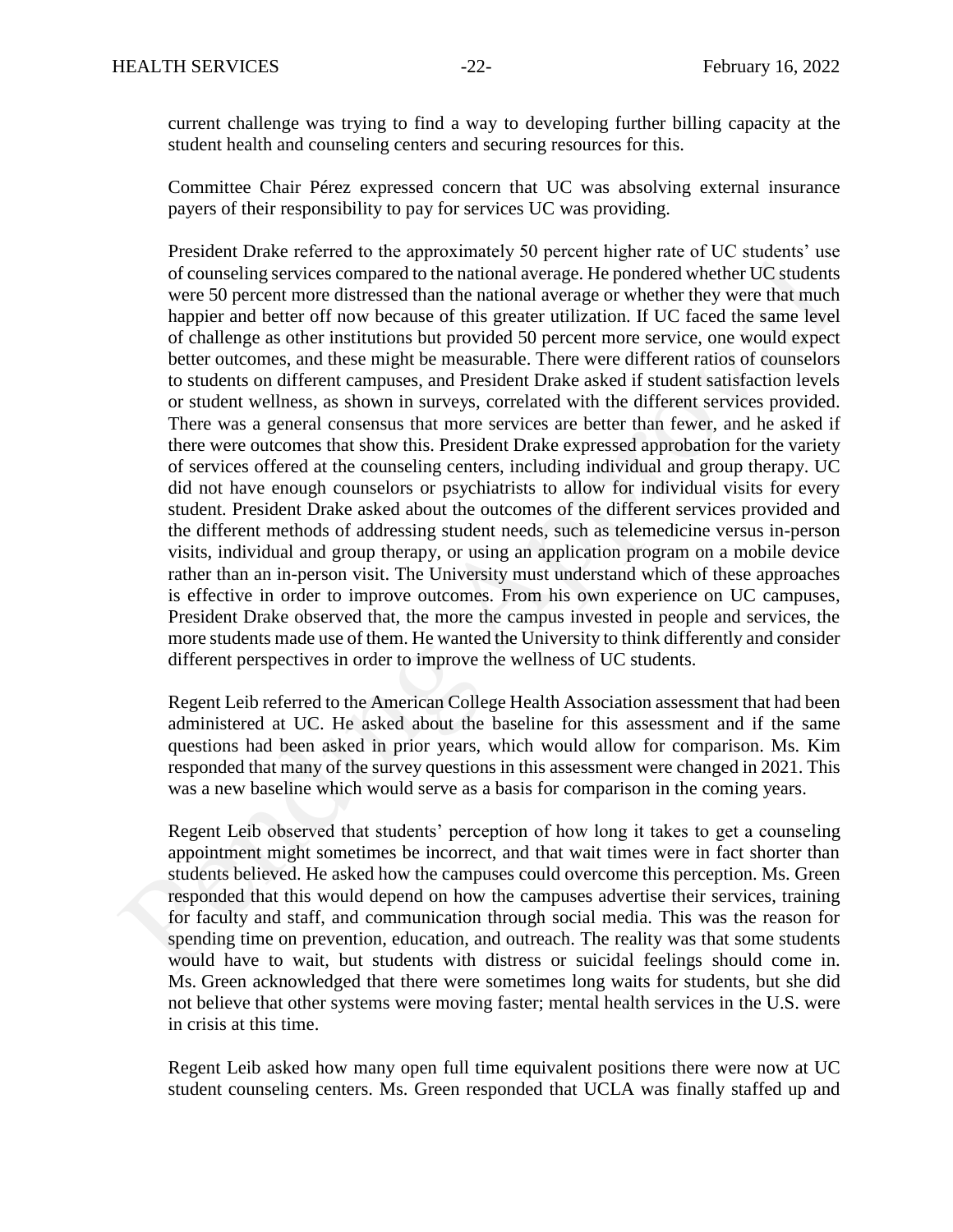current challenge was trying to find a way to developing further billing capacity at the student health and counseling centers and securing resources for this.

Committee Chair Pérez expressed concern that UC was absolving external insurance payers of their responsibility to pay for services UC was providing.

President Drake referred to the approximately 50 percent higher rate of UC students' use of counseling services compared to the national average. He pondered whether UC students were 50 percent more distressed than the national average or whether they were that much happier and better off now because of this greater utilization. If UC faced the same level of challenge as other institutions but provided 50 percent more service, one would expect better outcomes, and these might be measurable. There were different ratios of counselors to students on different campuses, and President Drake asked if student satisfaction levels or student wellness, as shown in surveys, correlated with the different services provided. There was a general consensus that more services are better than fewer, and he asked if there were outcomes that show this. President Drake expressed approbation for the variety of services offered at the counseling centers, including individual and group therapy. UC did not have enough counselors or psychiatrists to allow for individual visits for every student. President Drake asked about the outcomes of the different services provided and the different methods of addressing student needs, such as telemedicine versus in-person visits, individual and group therapy, or using an application program on a mobile device rather than an in-person visit. The University must understand which of these approaches is effective in order to improve outcomes. From his own experience on UC campuses, President Drake observed that, the more the campus invested in people and services, the more students made use of them. He wanted the University to think differently and consider different perspectives in order to improve the wellness of UC students.

Regent Leib referred to the American College Health Association assessment that had been administered at UC. He asked about the baseline for this assessment and if the same questions had been asked in prior years, which would allow for comparison. Ms. Kim responded that many of the survey questions in this assessment were changed in 2021. This was a new baseline which would serve as a basis for comparison in the coming years.

Regent Leib observed that students' perception of how long it takes to get a counseling appointment might sometimes be incorrect, and that wait times were in fact shorter than students believed. He asked how the campuses could overcome this perception. Ms. Green responded that this would depend on how the campuses advertise their services, training for faculty and staff, and communication through social media. This was the reason for spending time on prevention, education, and outreach. The reality was that some students would have to wait, but students with distress or suicidal feelings should come in. Ms. Green acknowledged that there were sometimes long waits for students, but she did not believe that other systems were moving faster; mental health services in the U.S. were in crisis at this time.

Regent Leib asked how many open full time equivalent positions there were now at UC student counseling centers. Ms. Green responded that UCLA was finally staffed up and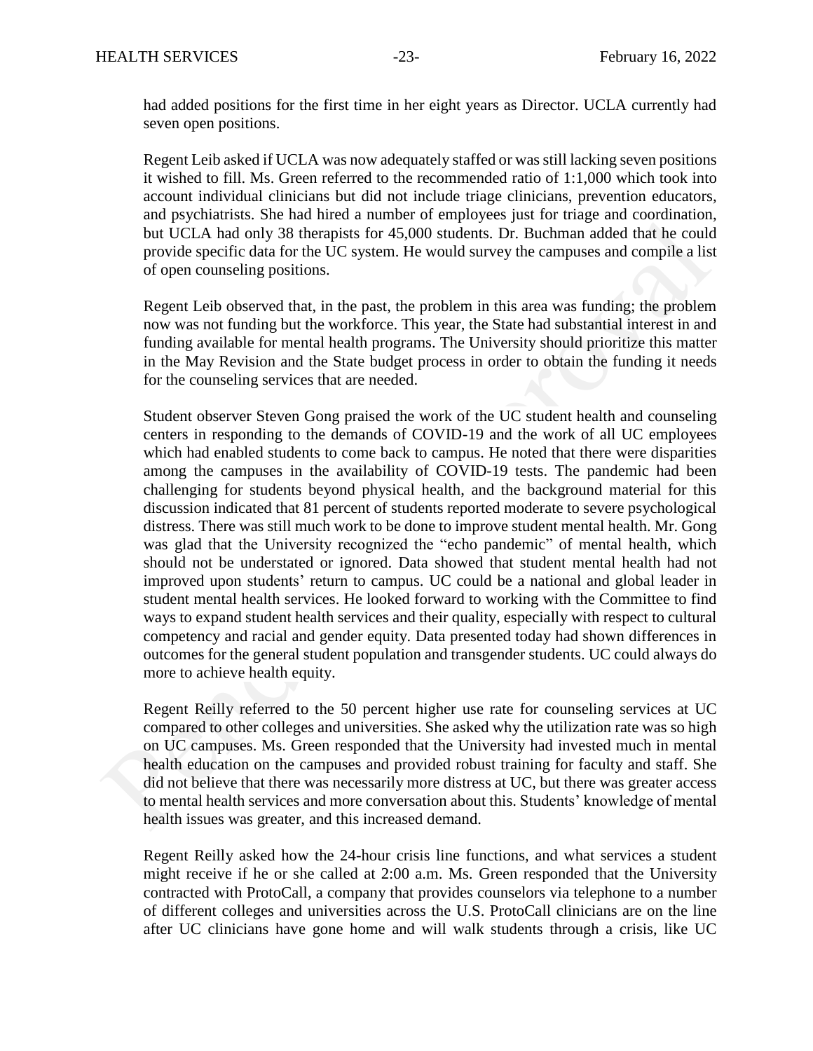had added positions for the first time in her eight years as Director. UCLA currently had seven open positions.

Regent Leib asked if UCLA was now adequately staffed or was still lacking seven positions it wished to fill. Ms. Green referred to the recommended ratio of 1:1,000 which took into account individual clinicians but did not include triage clinicians, prevention educators, and psychiatrists. She had hired a number of employees just for triage and coordination, but UCLA had only 38 therapists for 45,000 students. Dr. Buchman added that he could provide specific data for the UC system. He would survey the campuses and compile a list of open counseling positions.

Regent Leib observed that, in the past, the problem in this area was funding; the problem now was not funding but the workforce. This year, the State had substantial interest in and funding available for mental health programs. The University should prioritize this matter in the May Revision and the State budget process in order to obtain the funding it needs for the counseling services that are needed.

Student observer Steven Gong praised the work of the UC student health and counseling centers in responding to the demands of COVID-19 and the work of all UC employees which had enabled students to come back to campus. He noted that there were disparities among the campuses in the availability of COVID-19 tests. The pandemic had been challenging for students beyond physical health, and the background material for this discussion indicated that 81 percent of students reported moderate to severe psychological distress. There was still much work to be done to improve student mental health. Mr. Gong was glad that the University recognized the "echo pandemic" of mental health, which should not be understated or ignored. Data showed that student mental health had not improved upon students' return to campus. UC could be a national and global leader in student mental health services. He looked forward to working with the Committee to find ways to expand student health services and their quality, especially with respect to cultural competency and racial and gender equity. Data presented today had shown differences in outcomes for the general student population and transgender students. UC could always do more to achieve health equity.

Regent Reilly referred to the 50 percent higher use rate for counseling services at UC compared to other colleges and universities. She asked why the utilization rate was so high on UC campuses. Ms. Green responded that the University had invested much in mental health education on the campuses and provided robust training for faculty and staff. She did not believe that there was necessarily more distress at UC, but there was greater access to mental health services and more conversation about this. Students' knowledge of mental health issues was greater, and this increased demand.

Regent Reilly asked how the 24-hour crisis line functions, and what services a student might receive if he or she called at 2:00 a.m. Ms. Green responded that the University contracted with ProtoCall, a company that provides counselors via telephone to a number of different colleges and universities across the U.S. ProtoCall clinicians are on the line after UC clinicians have gone home and will walk students through a crisis, like UC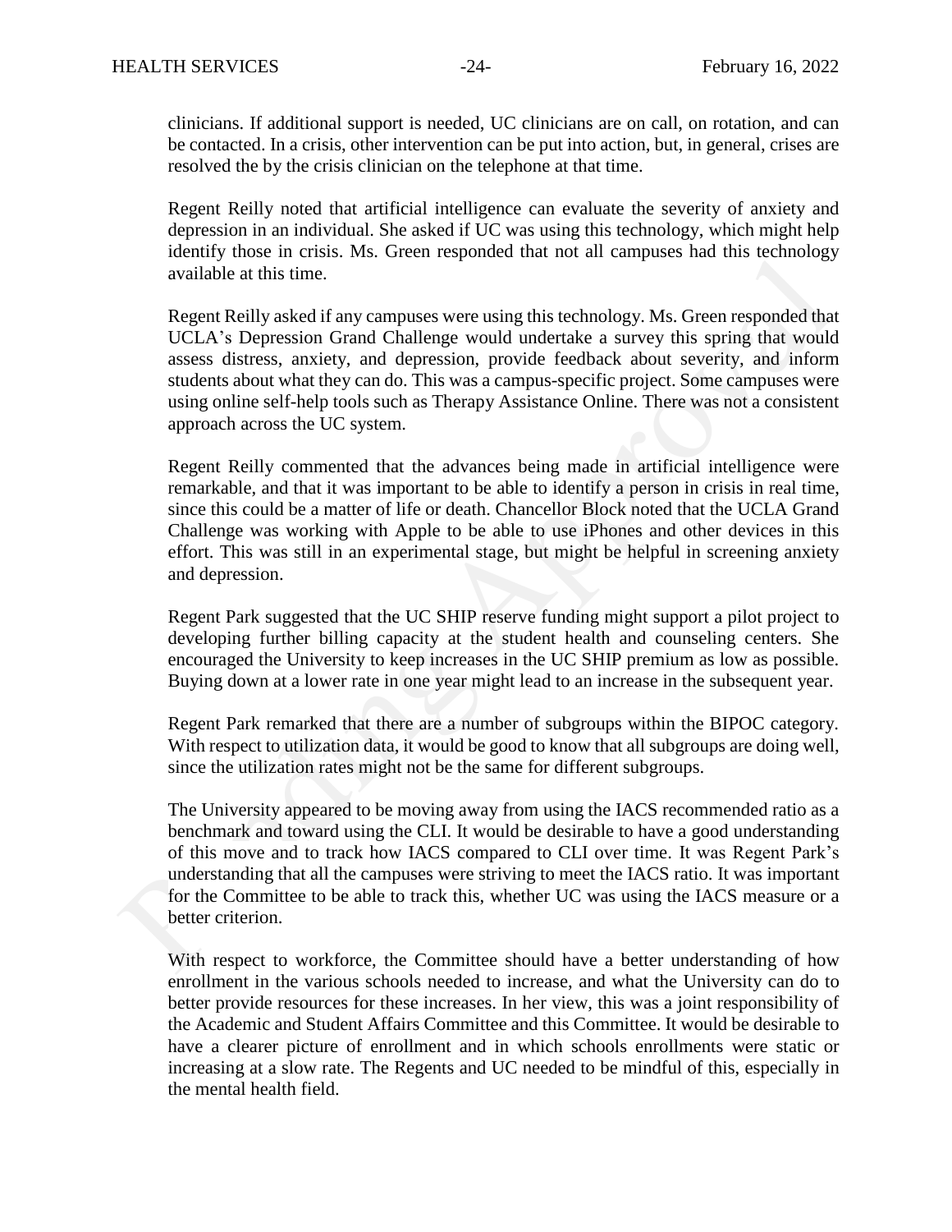clinicians. If additional support is needed, UC clinicians are on call, on rotation, and can be contacted. In a crisis, other intervention can be put into action, but, in general, crises are resolved the by the crisis clinician on the telephone at that time.

Regent Reilly noted that artificial intelligence can evaluate the severity of anxiety and depression in an individual. She asked if UC was using this technology, which might help identify those in crisis. Ms. Green responded that not all campuses had this technology available at this time.

Regent Reilly asked if any campuses were using this technology. Ms. Green responded that UCLA's Depression Grand Challenge would undertake a survey this spring that would assess distress, anxiety, and depression, provide feedback about severity, and inform students about what they can do. This was a campus-specific project. Some campuses were using online self-help tools such as Therapy Assistance Online. There was not a consistent approach across the UC system.

Regent Reilly commented that the advances being made in artificial intelligence were remarkable, and that it was important to be able to identify a person in crisis in real time, since this could be a matter of life or death. Chancellor Block noted that the UCLA Grand Challenge was working with Apple to be able to use iPhones and other devices in this effort. This was still in an experimental stage, but might be helpful in screening anxiety and depression.

Regent Park suggested that the UC SHIP reserve funding might support a pilot project to developing further billing capacity at the student health and counseling centers. She encouraged the University to keep increases in the UC SHIP premium as low as possible. Buying down at a lower rate in one year might lead to an increase in the subsequent year.

Regent Park remarked that there are a number of subgroups within the BIPOC category. With respect to utilization data, it would be good to know that all subgroups are doing well, since the utilization rates might not be the same for different subgroups.

The University appeared to be moving away from using the IACS recommended ratio as a benchmark and toward using the CLI. It would be desirable to have a good understanding of this move and to track how IACS compared to CLI over time. It was Regent Park's understanding that all the campuses were striving to meet the IACS ratio. It was important for the Committee to be able to track this, whether UC was using the IACS measure or a better criterion.

With respect to workforce, the Committee should have a better understanding of how enrollment in the various schools needed to increase, and what the University can do to better provide resources for these increases. In her view, this was a joint responsibility of the Academic and Student Affairs Committee and this Committee. It would be desirable to have a clearer picture of enrollment and in which schools enrollments were static or increasing at a slow rate. The Regents and UC needed to be mindful of this, especially in the mental health field.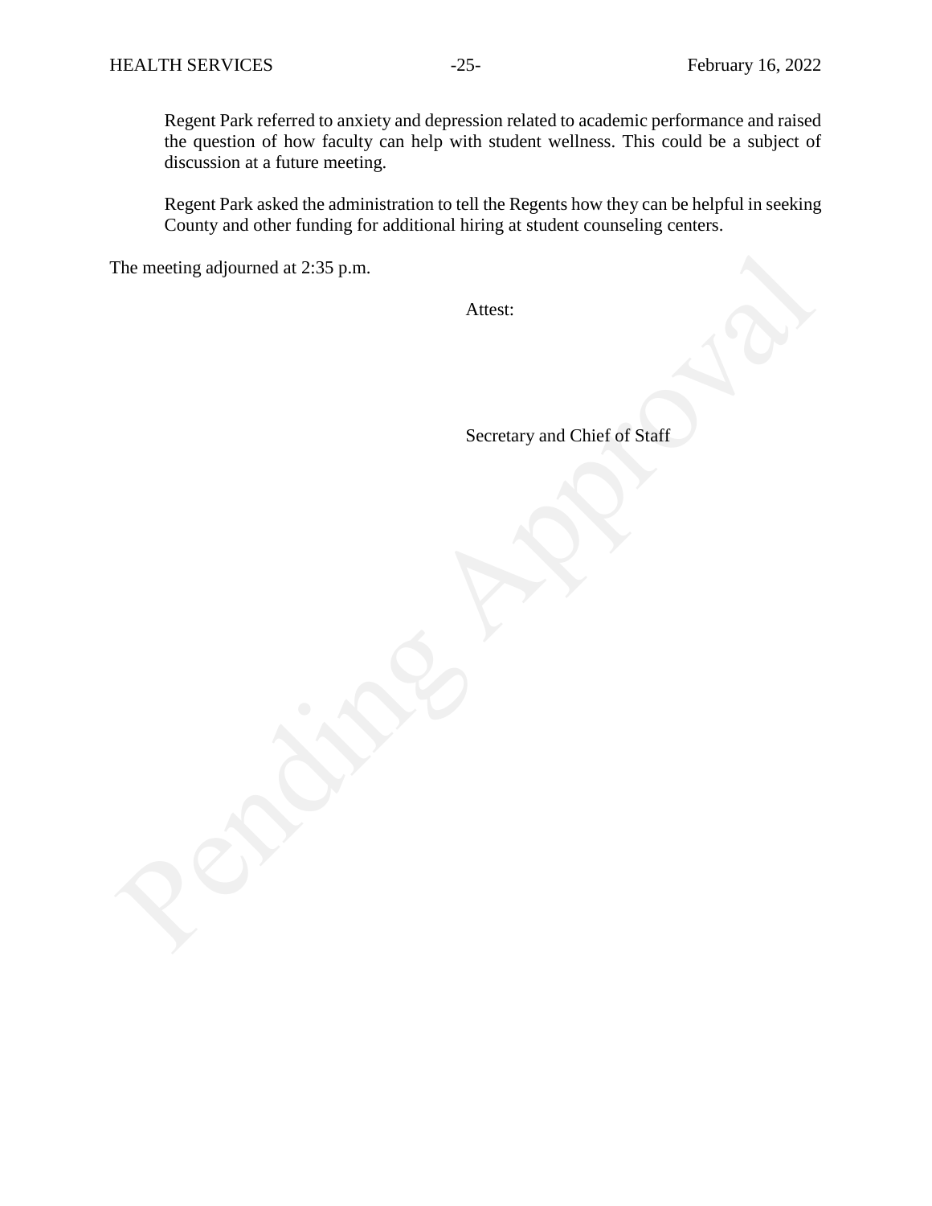Regent Park referred to anxiety and depression related to academic performance and raised the question of how faculty can help with student wellness. This could be a subject of discussion at a future meeting.

Regent Park asked the administration to tell the Regents how they can be helpful in seeking County and other funding for additional hiring at student counseling centers.

The meeting adjourned at 2:35 p.m.

Attest:

Secretary and Chief of Staff